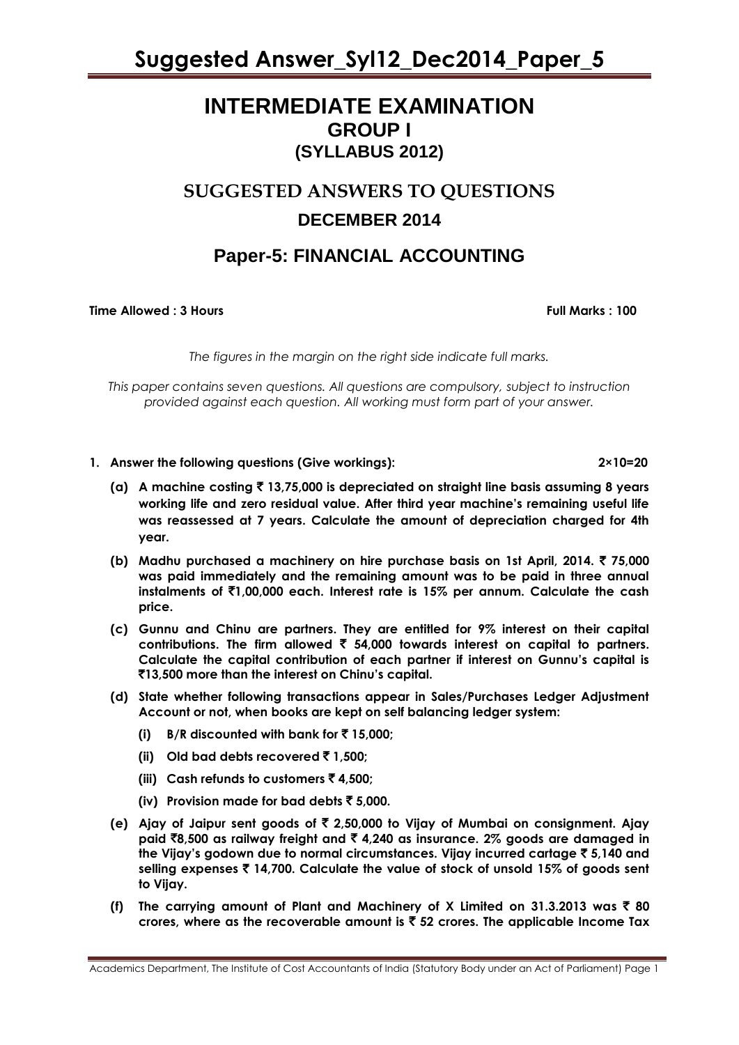# INTERMEDIATE EXAMINATION
## GROUP I
### (SYLLABUS 2012)

## SUGGESTED ANSWERS TO QUESTIONS
### DECEMBER 2014

## Paper-5: FINANCIAL ACCOUNTING

**Time Allowed : 3 Hours** **Full Marks : 100**

*The figures in the margin on the right side indicate full marks.*

*This paper contains seven questions. All questions are compulsory, subject to instruction provided against each question. All working must form part of your answer.*

**1. Answer the following questions (Give workings): 2×10=20**

**(a) A machine costing ₹ 13,75,000 is depreciated on straight line basis assuming 8 years working life and zero residual value. After third year machine's remaining useful life was reassessed at 7 years. Calculate the amount of depreciation charged for 4th year.**

**(b) Madhu purchased a machinery on hire purchase basis on 1st April, 2014. ₹ 75,000 was paid immediately and the remaining amount was to be paid in three annual instalments of ₹1,00,000 each. Interest rate is 15% per annum. Calculate the cash price.**

**(c) Gunnu and Chinu are partners. They are entitled for 9% interest on their capital contributions. The firm allowed ₹ 54,000 towards interest on capital to partners. Calculate the capital contribution of each partner if interest on Gunnu's capital is ₹13,500 more than the interest on Chinu's capital.**

**(d) State whether following transactions appear in Sales/Purchases Ledger Adjustment Account or not, when books are kept on self balancing ledger system:**

**(i) B/R discounted with bank for ₹ 15,000;**

**(ii) Old bad debts recovered ₹ 1,500;**

**(iii) Cash refunds to customers ₹ 4,500;**

**(iv) Provision made for bad debts ₹ 5,000.**

**(e) Ajay of Jaipur sent goods of ₹ 2,50,000 to Vijay of Mumbai on consignment. Ajay paid ₹8,500 as railway freight and ₹ 4,240 as insurance. 2% goods are damaged in the Vijay's godown due to normal circumstances. Vijay incurred cartage ₹ 5,140 and selling expenses ₹ 14,700. Calculate the value of stock of unsold 15% of goods sent to Vijay.**

**(f) The carrying amount of Plant and Machinery of X Limited on 31.3.2013 was ₹ 80 crores, where as the recoverable amount is ₹ 52 crores. The applicable Income Tax**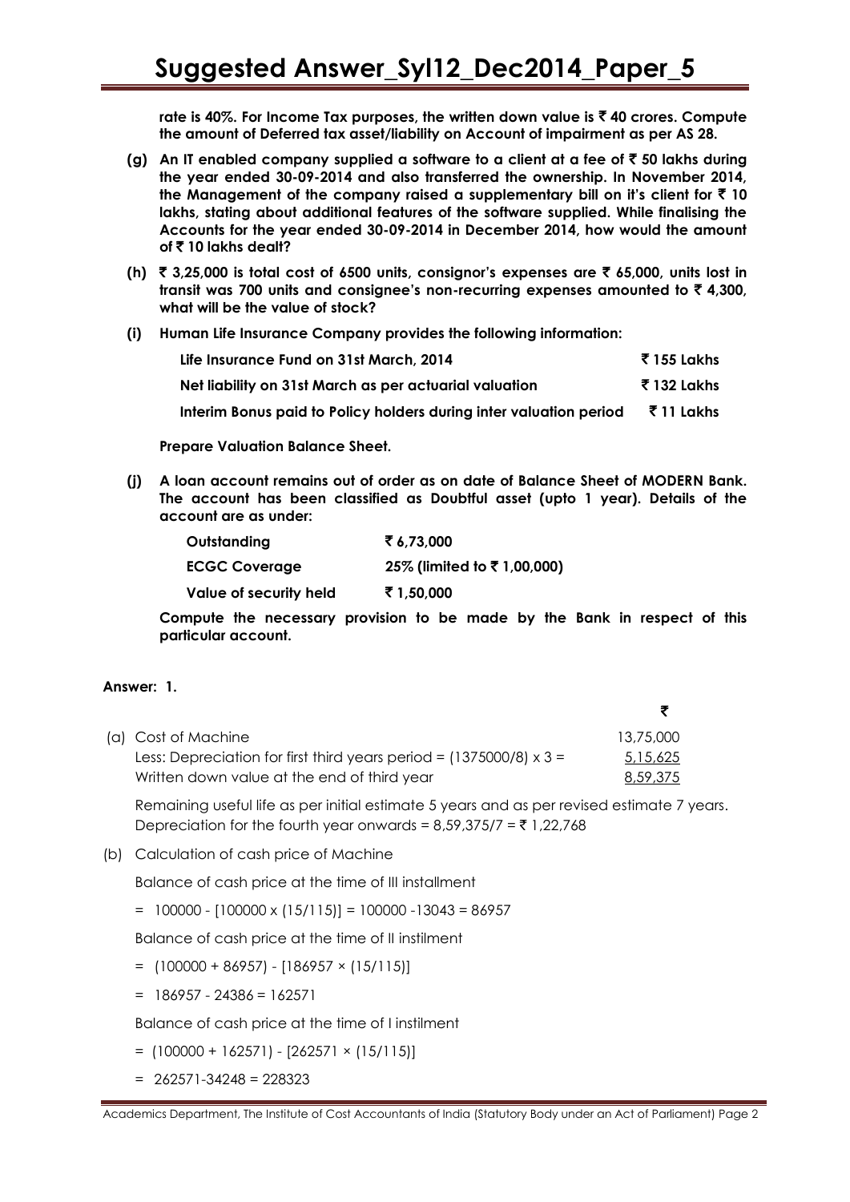**rate is 40%. For Income Tax purposes, the written down value is ₹ 40 crores. Compute the amount of Deferred tax asset/liability on Account of impairment as per AS 28.**

**(g) An IT enabled company supplied a software to a client at a fee of ₹ 50 lakhs during the year ended 30-09-2014 and also transferred the ownership. In November 2014, the Management of the company raised a supplementary bill on it's client for ₹ 10 lakhs, stating about additional features of the software supplied. While finalising the Accounts for the year ended 30-09-2014 in December 2014, how would the amount of ₹ 10 lakhs dealt?**

**(h) ₹ 3,25,000 is total cost of 6500 units, consignor's expenses are ₹ 65,000, units lost in transit was 700 units and consignee's non-recurring expenses amounted to ₹ 4,300, what will be the value of stock?**

**(i) Human Life Insurance Company provides the following information:**

| | |
|---|---|
| **Life Insurance Fund on 31st March, 2014** | **₹ 155 Lakhs** |
| **Net liability on 31st March as per actuarial valuation** | **₹ 132 Lakhs** |
| **Interim Bonus paid to Policy holders during inter valuation period** | **₹ 11 Lakhs** |

**Prepare Valuation Balance Sheet.**

**(j) A loan account remains out of order as on date of Balance Sheet of MODERN Bank. The account has been classified as Doubtful asset (upto 1 year). Details of the account are as under:**

| | |
|---|---|
| **Outstanding** | **₹ 6,73,000** |
| **ECGC Coverage** | **25% (limited to ₹ 1,00,000)** |
| **Value of security held** | **₹ 1,50,000** |

**Compute the necessary provision to be made by the Bank in respect of this particular account.**

**Answer: 1.**

| | ₹ |
|---|---|
| (a) Cost of Machine | 13,75,000 |
| Less: Depreciation for first third years period = (1375000/8) x 3 = | 5,15,625 |
| Written down value at the end of third year | 8,59,375 |

Remaining useful life as per initial estimate 5 years and as per revised estimate 7 years. Depreciation for the fourth year onwards = 8,59,375/7 = ₹ 1,22,768

(b) Calculation of cash price of Machine

Balance of cash price at the time of III installment

= 100000 - [100000 x (15/115)] = 100000 -13043 = 86957

Balance of cash price at the time of II instilment

= (100000 + 86957) - [186957 × (15/115)]

= 186957 - 24386 = 162571

Balance of cash price at the time of I instilment

= (100000 + 162571) - [262571 × (15/115)]

= 262571-34248 = 228323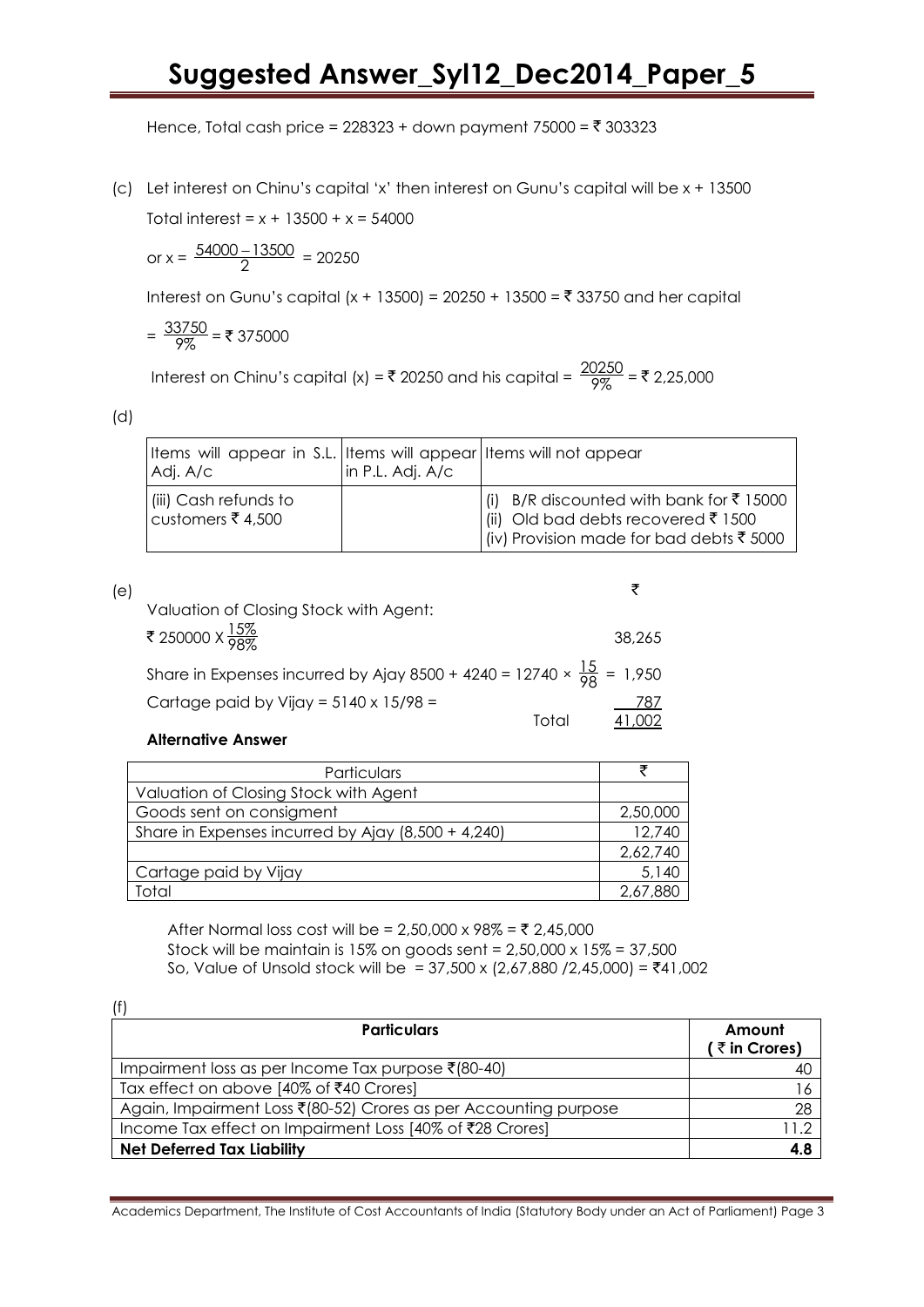Hence, Total cash price = 228323 + down payment 75000 = ₹ 303323

(c) Let interest on Chinu's capital 'x' then interest on Gunu's capital will be x + 13500

Total interest = x + 13500 + x = 54000

or x = $\frac{54000 - 13500}{2}$ = 20250

Interest on Gunu's capital (x + 13500) = 20250 + 13500 = ₹ 33750 and her capital

= $\frac{33750}{9\%}$ = ₹ 375000

Interest on Chinu's capital (x) = ₹ 20250 and his capital = $\frac{20250}{9\%}$ = ₹ 2,25,000

(d)

| Items will appear in S.L. Adj. A/c | Items will appear in P.L. Adj. A/c | Items will not appear |
|---|---|---|
| (iii) Cash refunds to customers ₹ 4,500 | | (i) B/R discounted with bank for ₹ 15000<br>(ii) Old bad debts recovered ₹ 1500<br>(iv) Provision made for bad debts ₹ 5000 |

(e)

| | ₹ |
|---|---|
| Valuation of Closing Stock with Agent: | |
| ₹ 250000 X $\frac{15\%}{98\%}$ | 38,265 |
| Share in Expenses incurred by Ajay 8500 + 4240 = 12740 × $\frac{15}{98}$ = | 1,950 |
| Cartage paid by Vijay = 5140 x 15/98 = | 787 |
| Total | 41,002 |

**Alternative Answer**

| Particulars | ₹ |
|---|---|
| Valuation of Closing Stock with Agent | |
| Goods sent on consigment | 2,50,000 |
| Share in Expenses incurred by Ajay (8,500 + 4,240) | 12,740 |
| | 2,62,740 |
| Cartage paid by Vijay | 5,140 |
| Total | 2,67,880 |

After Normal loss cost will be = 2,50,000 x 98% = ₹ 2,45,000
Stock will be maintain is 15% on goods sent = 2,50,000 x 15% = 37,500
So, Value of Unsold stock will be = 37,500 x (2,67,880 /2,45,000) = ₹41,002

(f)

| Particulars | Amount (₹ in Crores) |
|---|---|
| Impairment loss as per Income Tax purpose ₹(80-40) | 40 |
| Tax effect on above [40% of ₹40 Crores] | 16 |
| Again, Impairment Loss ₹(80-52) Crores as per Accounting purpose | 28 |
| Income Tax effect on Impairment Loss [40% of ₹28 Crores] | 11.2 |
| **Net Deferred Tax Liability** | **4.8** |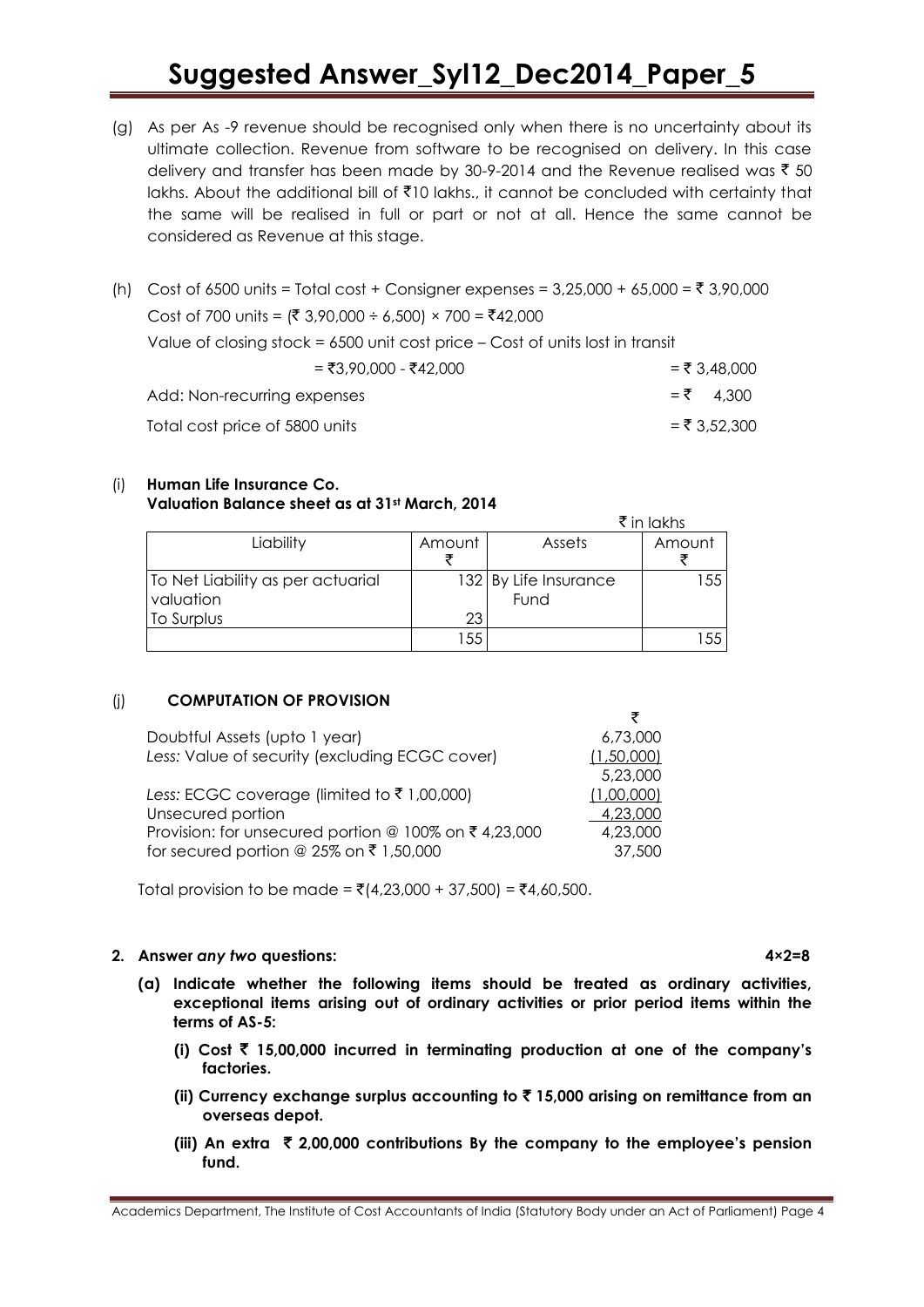(g) As per As -9 revenue should be recognised only when there is no uncertainty about its ultimate collection. Revenue from software to be recognised on delivery. In this case delivery and transfer has been made by 30-9-2014 and the Revenue realised was ₹ 50 lakhs. About the additional bill of ₹10 lakhs., it cannot be concluded with certainty that the same will be realised in full or part or not at all. Hence the same cannot be considered as Revenue at this stage.

(h) Cost of 6500 units = Total cost + Consigner expenses = 3,25,000 + 65,000 = ₹ 3,90,000

Cost of 700 units = (₹ 3,90,000 ÷ 6,500) × 700 = ₹42,000

Value of closing stock = 6500 unit cost price – Cost of units lost in transit

| | |
|---|---|
| = ₹3,90,000 - ₹42,000 | = ₹ 3,48,000 |
| Add: Non-recurring expenses | = ₹ 4,300 |
| Total cost price of 5800 units | = ₹ 3,52,300 |

(i) **Human Life Insurance Co.**
**Valuation Balance sheet as at 31st March, 2014**

₹ in lakhs

| Liability | Amount ₹ | Assets | Amount ₹ |
|---|---|---|---|
| To Net Liability as per actuarial valuation | 132 | By Life Insurance Fund | 155 |
| To Surplus | 23 | | |
| | 155 | | 155 |

(j) **COMPUTATION OF PROVISION**

| | ₹ |
|---|---|
| Doubtful Assets (upto 1 year) | 6,73,000 |
| *Less:* Value of security (excluding ECGC cover) | (1,50,000) |
| | 5,23,000 |
| *Less:* ECGC coverage (limited to ₹ 1,00,000) | (1,00,000) |
| Unsecured portion | 4,23,000 |
| Provision: for unsecured portion @ 100% on ₹ 4,23,000 | 4,23,000 |
| for secured portion @ 25% on ₹ 1,50,000 | 37,500 |

Total provision to be made = ₹(4,23,000 + 37,500) = ₹4,60,500.

**2. Answer *any two* questions: 4×2=8**

**(a) Indicate whether the following items should be treated as ordinary activities, exceptional items arising out of ordinary activities or prior period items within the terms of AS-5:**

**(i) Cost ₹ 15,00,000 incurred in terminating production at one of the company's factories.**

**(ii) Currency exchange surplus accounting to ₹ 15,000 arising on remittance from an overseas depot.**

**(iii) An extra ₹ 2,00,000 contributions By the company to the employee's pension fund.**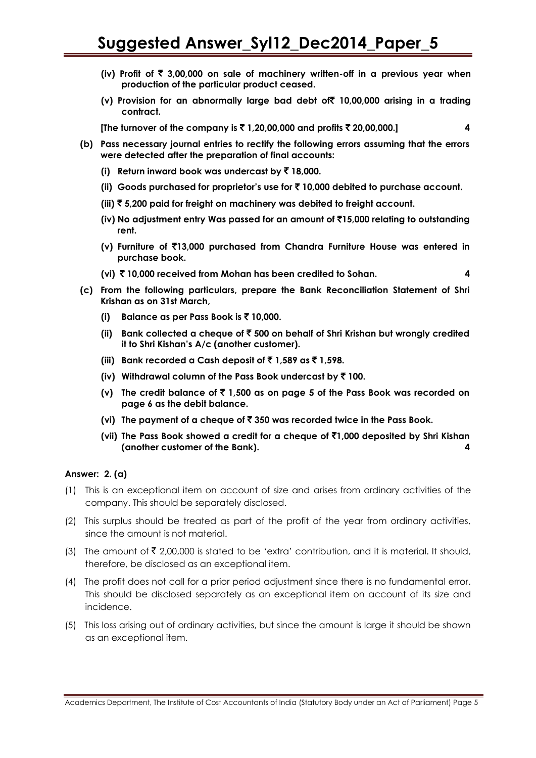- **(iv) Profit of ₹ 3,00,000 on sale of machinery written-off in a previous year when production of the particular product ceased.**
- **(v) Provision for an abnormally large bad debt of₹ 10,00,000 arising in a trading contract.**

**[The turnover of the company is ₹ 1,20,00,000 and profits ₹ 20,00,000.]** **4**

**(b) Pass necessary journal entries to rectify the following errors assuming that the errors were detected after the preparation of final accounts:**

- **(i) Return inward book was undercast by ₹ 18,000.**
- **(ii) Goods purchased for proprietor's use for ₹ 10,000 debited to purchase account.**
- **(iii) ₹ 5,200 paid for freight on machinery was debited to freight account.**
- **(iv) No adjustment entry Was passed for an amount of ₹15,000 relating to outstanding rent.**
- **(v) Furniture of ₹13,000 purchased from Chandra Furniture House was entered in purchase book.**
- **(vi) ₹ 10,000 received from Mohan has been credited to Sohan.** **4**

**(c) From the following particulars, prepare the Bank Reconciliation Statement of Shri Krishan as on 31st March,**

- **(i) Balance as per Pass Book is ₹ 10,000.**
- **(ii) Bank collected a cheque of ₹ 500 on behalf of Shri Krishan but wrongly credited it to Shri Kishan's A/c (another customer).**
- **(iii) Bank recorded a Cash deposit of ₹ 1,589 as ₹ 1,598.**
- **(iv) Withdrawal column of the Pass Book undercast by ₹ 100.**
- **(v) The credit balance of ₹ 1,500 as on page 5 of the Pass Book was recorded on page 6 as the debit balance.**
- **(vi) The payment of a cheque of ₹ 350 was recorded twice in the Pass Book.**
- **(vii) The Pass Book showed a credit for a cheque of ₹1,000 deposited by Shri Kishan (another customer of the Bank).** **4**

**Answer: 2. (a)**

(1) This is an exceptional item on account of size and arises from ordinary activities of the company. This should be separately disclosed.

(2) This surplus should be treated as part of the profit of the year from ordinary activities, since the amount is not material.

(3) The amount of ₹ 2,00,000 is stated to be 'extra' contribution, and it is material. It should, therefore, be disclosed as an exceptional item.

(4) The profit does not call for a prior period adjustment since there is no fundamental error. This should be disclosed separately as an exceptional item on account of its size and incidence.

(5) This loss arising out of ordinary activities, but since the amount is large it should be shown as an exceptional item.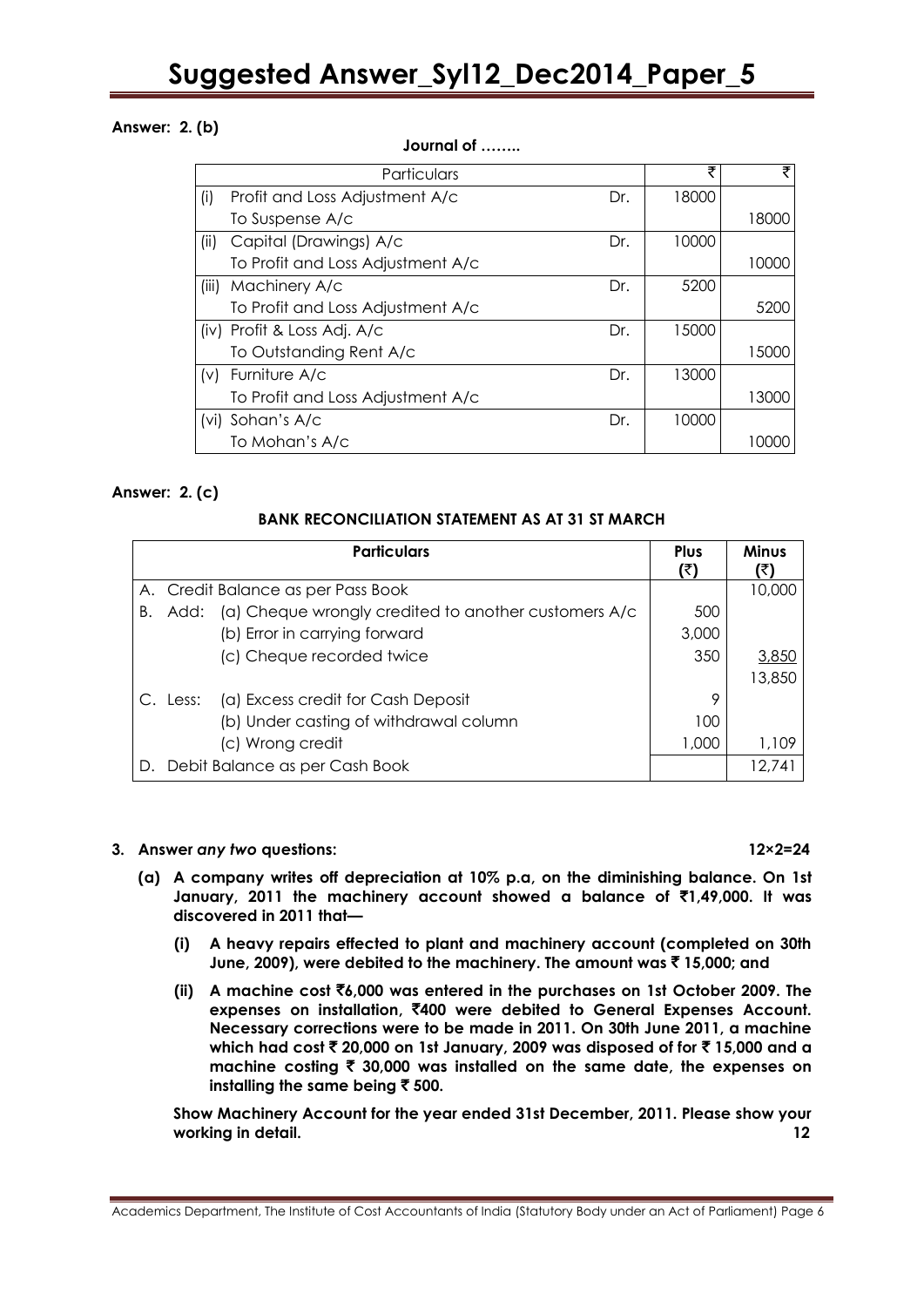**Answer: 2. (b)**

**Journal of ……..**

| Particulars | | ₹ | ₹ |
|---|---|---|---|
| (i) Profit and Loss Adjustment A/c | Dr. | 18000 | |
| To Suspense A/c | | | 18000 |
| (ii) Capital (Drawings) A/c | Dr. | 10000 | |
| To Profit and Loss Adjustment A/c | | | 10000 |
| (iii) Machinery A/c | Dr. | 5200 | |
| To Profit and Loss Adjustment A/c | | | 5200 |
| (iv) Profit & Loss Adj. A/c | Dr. | 15000 | |
| To Outstanding Rent A/c | | | 15000 |
| (v) Furniture A/c | Dr. | 13000 | |
| To Profit and Loss Adjustment A/c | | | 13000 |
| (vi) Sohan's A/c | Dr. | 10000 | |
| To Mohan's A/c | | | 10000 |

**Answer: 2. (c)**

**BANK RECONCILIATION STATEMENT AS AT 31 ST MARCH**

| Particulars | Plus (₹) | Minus (₹) |
|---|---|---|
| A. Credit Balance as per Pass Book | | 10,000 |
| B. Add: (a) Cheque wrongly credited to another customers A/c | 500 | |
| (b) Error in carrying forward | 3,000 | |
| (c) Cheque recorded twice | 350 | 3,850 |
| | | 13,850 |
| C. Less: (a) Excess credit for Cash Deposit | 9 | |
| (b) Under casting of withdrawal column | 100 | |
| (c) Wrong credit | 1,000 | 1,109 |
| D. Debit Balance as per Cash Book | | 12,741 |

**3. Answer *any two* questions: 12×2=24**

**(a) A company writes off depreciation at 10% p.a, on the diminishing balance. On 1st January, 2011 the machinery account showed a balance of ₹1,49,000. It was discovered in 2011 that—**

**(i) A heavy repairs effected to plant and machinery account (completed on 30th June, 2009), were debited to the machinery. The amount was ₹ 15,000; and**

**(ii) A machine cost ₹6,000 was entered in the purchases on 1st October 2009. The expenses on installation, ₹400 were debited to General Expenses Account. Necessary corrections were to be made in 2011. On 30th June 2011, a machine which had cost ₹ 20,000 on 1st January, 2009 was disposed of for ₹ 15,000 and a machine costing ₹ 30,000 was installed on the same date, the expenses on installing the same being ₹ 500.**

**Show Machinery Account for the year ended 31st December, 2011. Please show your working in detail. 12**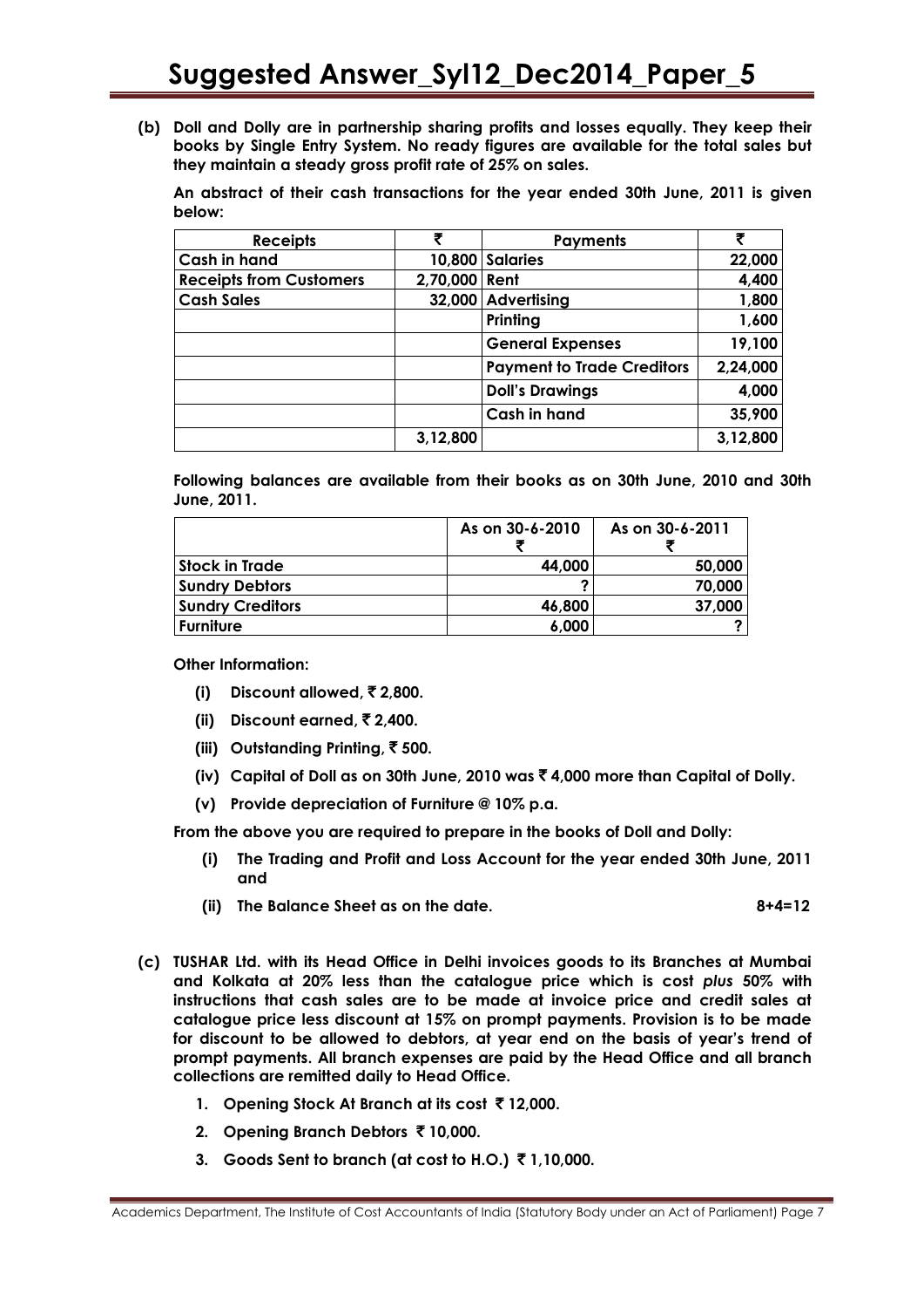**(b) Doll and Dolly are in partnership sharing profits and losses equally. They keep their books by Single Entry System. No ready figures are available for the total sales but they maintain a steady gross profit rate of 25% on sales.**

**An abstract of their cash transactions for the year ended 30th June, 2011 is given below:**

| Receipts | ₹ | Payments | ₹ |
|---|---|---|---|
| Cash in hand | 10,800 | Salaries | 22,000 |
| Receipts from Customers | 2,70,000 | Rent | 4,400 |
| Cash Sales | 32,000 | Advertising | 1,800 |
| | | Printing | 1,600 |
| | | General Expenses | 19,100 |
| | | Payment to Trade Creditors | 2,24,000 |
| | | Doll's Drawings | 4,000 |
| | | Cash in hand | 35,900 |
| | 3,12,800 | | 3,12,800 |

**Following balances are available from their books as on 30th June, 2010 and 30th June, 2011.**

| | As on 30-6-2010 ₹ | As on 30-6-2011 ₹ |
|---|---|---|
| Stock in Trade | 44,000 | 50,000 |
| Sundry Debtors | ? | 70,000 |
| Sundry Creditors | 46,800 | 37,000 |
| Furniture | 6,000 | ? |

**Other Information:**

- **(i) Discount allowed, ₹ 2,800.**
- **(ii) Discount earned, ₹ 2,400.**
- **(iii) Outstanding Printing, ₹ 500.**
- **(iv) Capital of Doll as on 30th June, 2010 was ₹ 4,000 more than Capital of Dolly.**
- **(v) Provide depreciation of Furniture @ 10% p.a.**

**From the above you are required to prepare in the books of Doll and Dolly:**

- **(i) The Trading and Profit and Loss Account for the year ended 30th June, 2011 and**
- **(ii) The Balance Sheet as on the date.** **8+4=12**

**(c) TUSHAR Ltd. with its Head Office in Delhi invoices goods to its Branches at Mumbai and Kolkata at 20% less than the catalogue price which is cost *plus* 50% with instructions that cash sales are to be made at invoice price and credit sales at catalogue price less discount at 15% on prompt payments. Provision is to be made for discount to be allowed to debtors, at year end on the basis of year's trend of prompt payments. All branch expenses are paid by the Head Office and all branch collections are remitted daily to Head Office.**

1. **Opening Stock At Branch at its cost ₹ 12,000.**
2. **Opening Branch Debtors ₹ 10,000.**
3. **Goods Sent to branch (at cost to H.O.) ₹ 1,10,000.**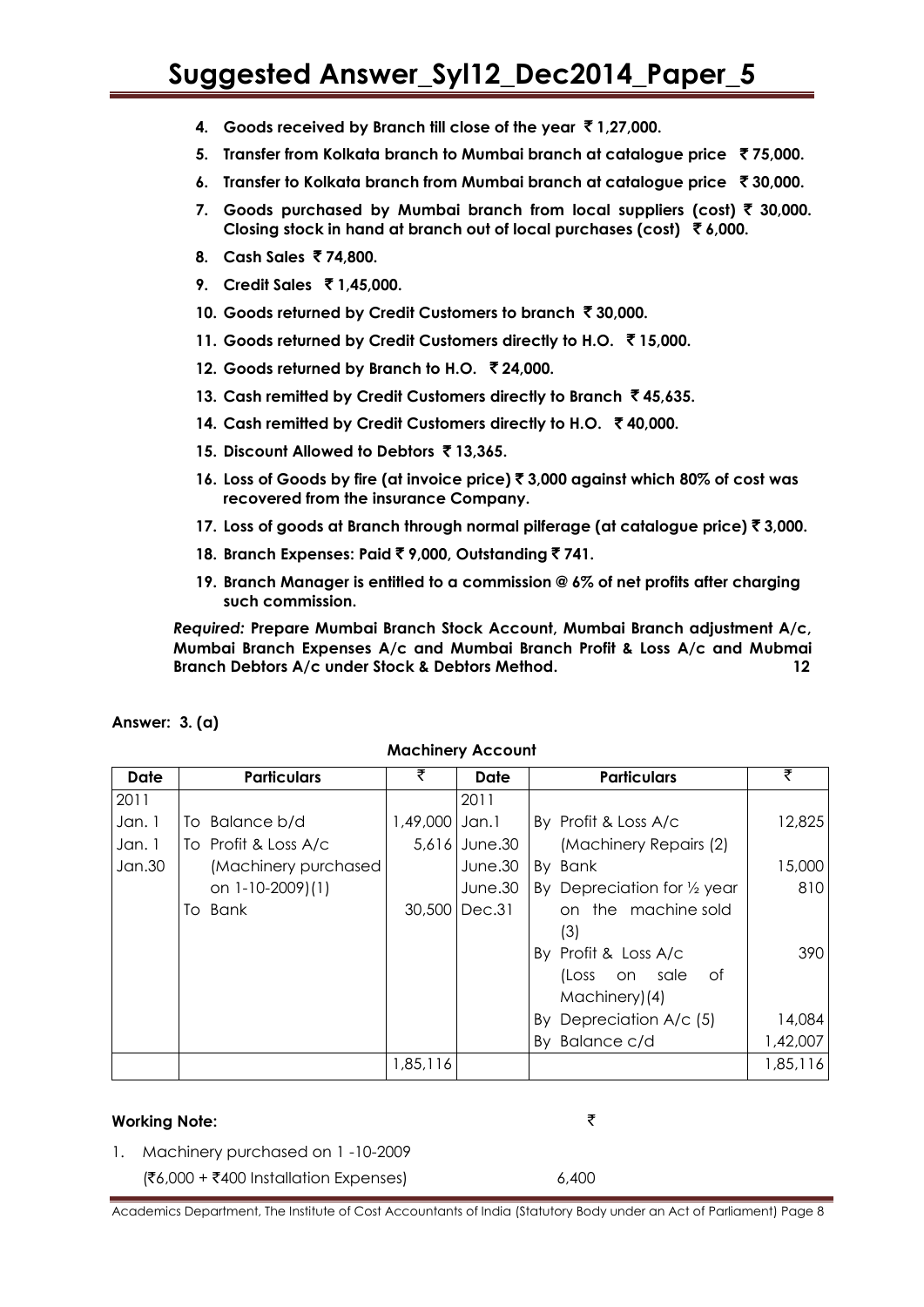4. **Goods received by Branch till close of the year ₹ 1,27,000.**
5. **Transfer from Kolkata branch to Mumbai branch at catalogue price ₹ 75,000.**
6. **Transfer to Kolkata branch from Mumbai branch at catalogue price ₹ 30,000.**
7. **Goods purchased by Mumbai branch from local suppliers (cost) ₹ 30,000. Closing stock in hand at branch out of local purchases (cost) ₹ 6,000.**
8. **Cash Sales ₹ 74,800.**
9. **Credit Sales ₹ 1,45,000.**
10. **Goods returned by Credit Customers to branch ₹ 30,000.**
11. **Goods returned by Credit Customers directly to H.O. ₹ 15,000.**
12. **Goods returned by Branch to H.O. ₹ 24,000.**
13. **Cash remitted by Credit Customers directly to Branch ₹ 45,635.**
14. **Cash remitted by Credit Customers directly to H.O. ₹ 40,000.**
15. **Discount Allowed to Debtors ₹ 13,365.**
16. **Loss of Goods by fire (at invoice price) ₹ 3,000 against which 80% of cost was recovered from the insurance Company.**
17. **Loss of goods at Branch through normal pilferage (at catalogue price) ₹ 3,000.**
18. **Branch Expenses: Paid ₹ 9,000, Outstanding ₹ 741.**
19. **Branch Manager is entitled to a commission @ 6% of net profits after charging such commission.**

***Required:*** **Prepare Mumbai Branch Stock Account, Mumbai Branch adjustment A/c, Mumbai Branch Expenses A/c and Mumbai Branch Profit & Loss A/c and Mubmai Branch Debtors A/c under Stock & Debtors Method.** **12**

**Answer: 3. (a)**

**Machinery Account**

| Date | Particulars | ₹ | Date | Particulars | ₹ |
|---|---|---|---|---|---|
| 2011 | | | 2011 | | |
| Jan. 1 | To Balance b/d | 1,49,000 | Jan.1 | By Profit & Loss A/c (Machinery Repairs (2) | 12,825 |
| Jan. 1 | To Profit & Loss A/c (Machinery purchased on 1-10-2009)(1) | 5,616 | June.30 | | |
| Jan.30 | | | June.30 | By Bank | 15,000 |
| | To Bank | 30,500 | June.30 | By Depreciation for ½ year on the machine sold (3) | 810 |
| | | | Dec.31 | By Profit & Loss A/c (Loss on sale of Machinery)(4) | 390 |
| | | | | By Depreciation A/c (5) | 14,084 |
| | | | | By Balance c/d | 1,42,007 |
| | | 1,85,116 | | | 1,85,116 |

**Working Note:** ₹

1. Machinery purchased on 1 -10-2009
   (₹6,000 + ₹400 Installation Expenses) 6,400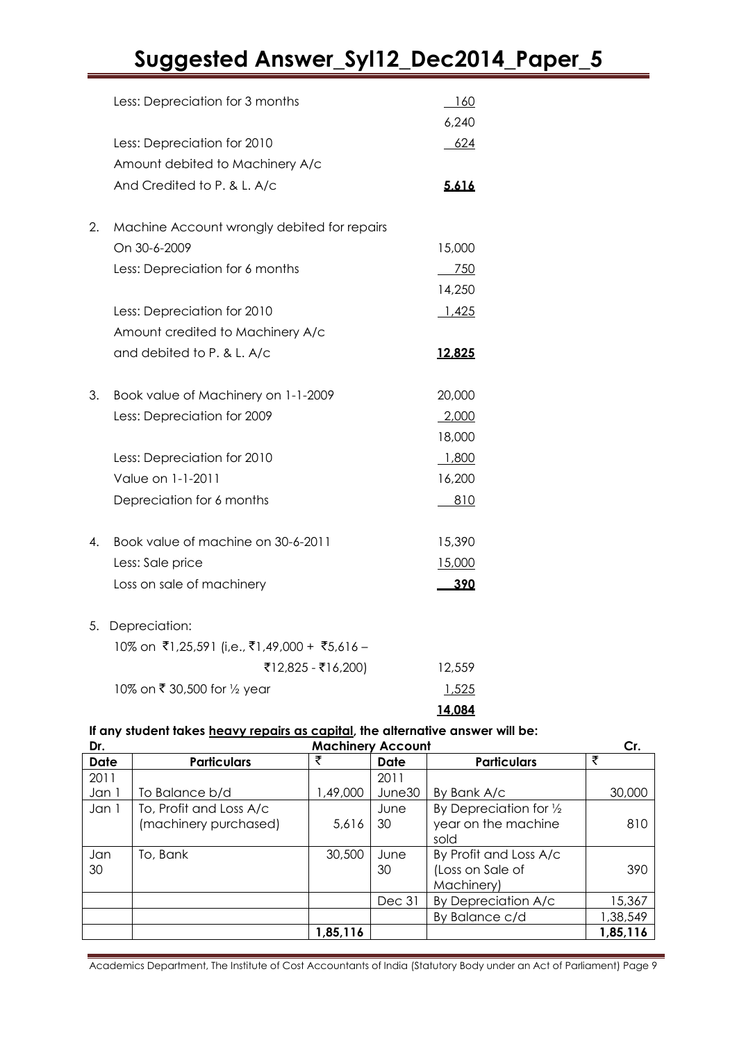| | | |
|---|---|---|
| | Less: Depreciation for 3 months | 160 |
| | | 6,240 |
| | Less: Depreciation for 2010 | 624 |
| | Amount debited to Machinery A/c | |
| | And Credited to P. & L. A/c | **5,616** |
| 2. | Machine Account wrongly debited for repairs | |
| | On 30-6-2009 | 15,000 |
| | Less: Depreciation for 6 months | 750 |
| | | 14,250 |
| | Less: Depreciation for 2010 | 1,425 |
| | Amount credited to Machinery A/c | |
| | and debited to P. & L. A/c | **12,825** |
| 3. | Book value of Machinery on 1-1-2009 | 20,000 |
| | Less: Depreciation for 2009 | 2,000 |
| | | 18,000 |
| | Less: Depreciation for 2010 | 1,800 |
| | Value on 1-1-2011 | 16,200 |
| | Depreciation for 6 months | 810 |
| 4. | Book value of machine on 30-6-2011 | 15,390 |
| | Less: Sale price | 15,000 |
| | Loss on sale of machinery | **390** |
| 5. | Depreciation: | |
| | 10% on ₹1,25,591 (i,e., ₹1,49,000 + ₹5,616 – ₹12,825 - ₹16,200) | 12,559 |
| | 10% on ₹ 30,500 for ½ year | 1,525 |
| | | **14,084** |

**If any student takes heavy repairs as capital, the alternative answer will be:**

**Machinery Account**

| Dr. | | | | | Cr. |
|---|---|---|---|---|---|
| **Date** | **Particulars** | ₹ | **Date** | **Particulars** | ₹ |
| 2011 Jan 1 | To Balance b/d | 1,49,000 | 2011 June30 | By Bank A/c | 30,000 |
| Jan 1 | To, Profit and Loss A/c (machinery purchased) | 5,616 | June 30 | By Depreciation for ½ year on the machine sold | 810 |
| Jan 30 | To, Bank | 30,500 | June 30 | By Profit and Loss A/c (Loss on Sale of Machinery) | 390 |
| | | | Dec 31 | By Depreciation A/c | 15,367 |
| | | | | By Balance c/d | 1,38,549 |
| | | **1,85,116** | | | **1,85,116** |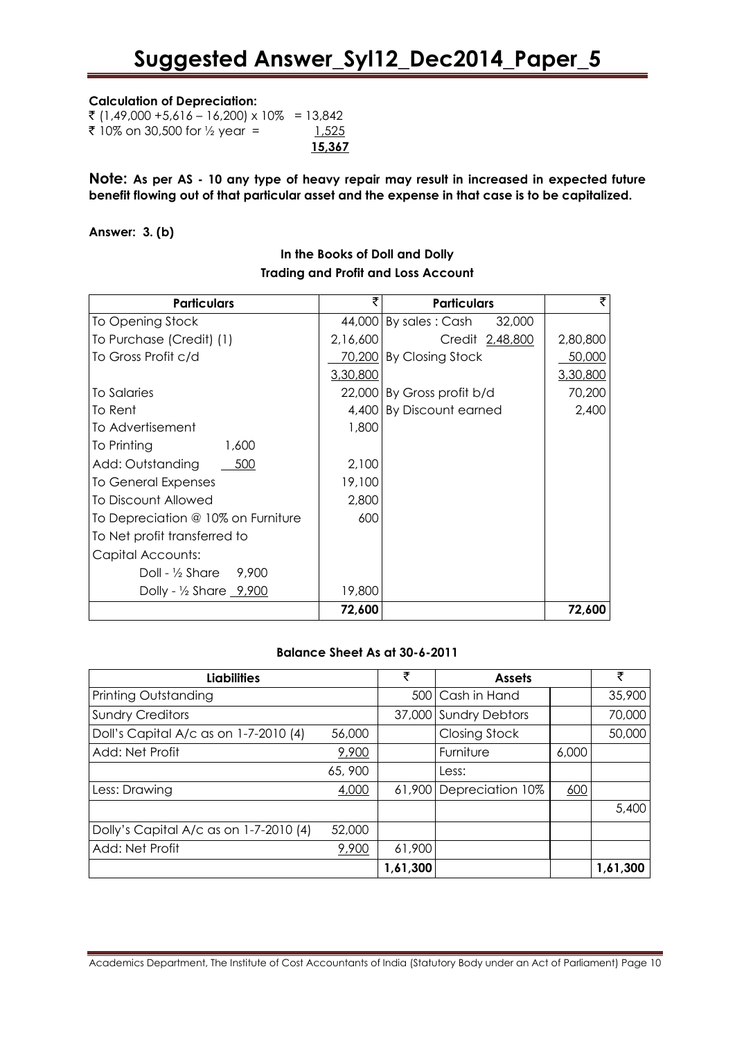**Calculation of Depreciation:**

₹ (1,49,000 +5,616 – 16,200) x 10% = 13,842
₹ 10% on 30,500 for ½ year = 1,525
**15,367**

**Note: As per AS - 10 any type of heavy repair may result in increased in expected future benefit flowing out of that particular asset and the expense in that case is to be capitalized.**

**Answer: 3. (b)**

**In the Books of Doll and Dolly**
**Trading and Profit and Loss Account**

| Particulars | ₹ | Particulars | ₹ |
|---|---|---|---|
| To Opening Stock | 44,000 | By sales : Cash 32,000 | |
| To Purchase (Credit) (1) | 2,16,600 | Credit 2,48,800 | 2,80,800 |
| To Gross Profit c/d | 70,200 | By Closing Stock | 50,000 |
| | 3,30,800 | | 3,30,800 |
| To Salaries | 22,000 | By Gross profit b/d | 70,200 |
| To Rent | 4,400 | By Discount earned | 2,400 |
| To Advertisement | 1,800 | | |
| To Printing 1,600 | | | |
| Add: Outstanding 500 | 2,100 | | |
| To General Expenses | 19,100 | | |
| To Discount Allowed | 2,800 | | |
| To Depreciation @ 10% on Furniture | 600 | | |
| To Net profit transferred to | | | |
| Capital Accounts: | | | |
| Doll - ½ Share 9,900 | | | |
| Dolly - ½ Share 9,900 | 19,800 | | |
| | **72,600** | | **72,600** |

**Balance Sheet As at 30-6-2011**

| Liabilities | | ₹ | Assets | | ₹ |
|---|---|---|---|---|---|
| Printing Outstanding | | 500 | Cash in Hand | | 35,900 |
| Sundry Creditors | | 37,000 | Sundry Debtors | | 70,000 |
| Doll's Capital A/c as on 1-7-2010 (4) | 56,000 | | Closing Stock | | 50,000 |
| Add: Net Profit | 9,900 | | Furniture | 6,000 | |
| | 65, 900 | | Less: | | |
| Less: Drawing | 4,000 | 61,900 | Depreciation 10% | 600 | |
| | | | | | 5,400 |
| Dolly's Capital A/c as on 1-7-2010 (4) | 52,000 | | | | |
| Add: Net Profit | 9,900 | 61,900 | | | |
| | | **1,61,300** | | | **1,61,300** |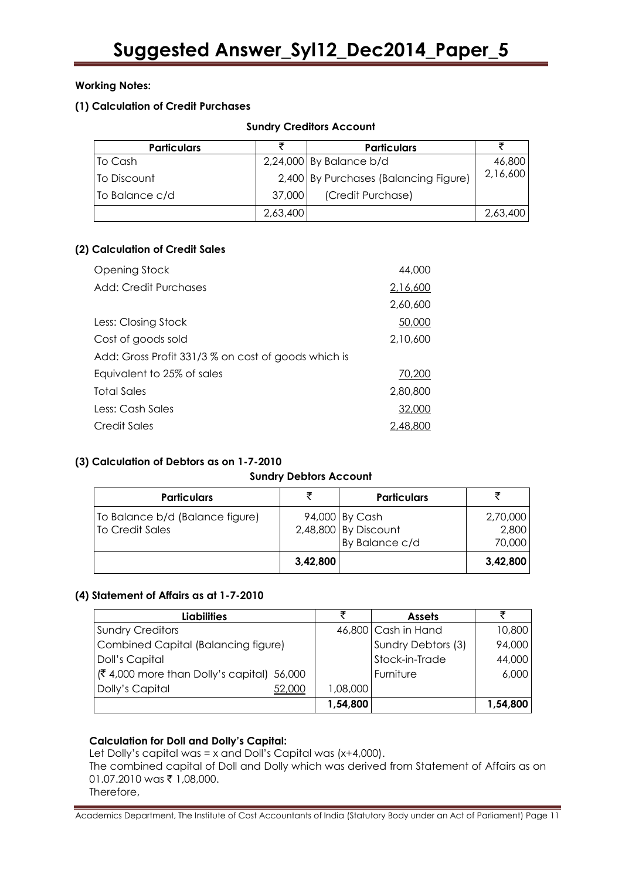**Working Notes:**

**(1) Calculation of Credit Purchases**

**Sundry Creditors Account**

| Particulars | ₹ | Particulars | ₹ |
|---|---|---|---|
| To Cash | 2,24,000 | By Balance b/d | 46,800 |
| To Discount | 2,400 | By Purchases (Balancing Figure) | 2,16,600 |
| To Balance c/d | 37,000 | (Credit Purchase) | |
| | 2,63,400 | | 2,63,400 |

**(2) Calculation of Credit Sales**

| | |
|---|---|
| Opening Stock | 44,000 |
| Add: Credit Purchases | 2,16,600 |
| | 2,60,600 |
| Less: Closing Stock | 50,000 |
| Cost of goods sold | 2,10,600 |
| Add: Gross Profit 331/3 % on cost of goods which is | |
| Equivalent to 25% of sales | 70,200 |
| Total Sales | 2,80,800 |
| Less: Cash Sales | 32,000 |
| Credit Sales | 2,48,800 |

**(3) Calculation of Debtors as on 1-7-2010**

**Sundry Debtors Account**

| Particulars | ₹ | Particulars | ₹ |
|---|---|---|---|
| To Balance b/d (Balance figure) | 94,000 | By Cash | 2,70,000 |
| To Credit Sales | 2,48,800 | By Discount | 2,800 |
| | | By Balance c/d | 70,000 |
| | **3,42,800** | | **3,42,800** |

**(4) Statement of Affairs as at 1-7-2010**

| Liabilities | | ₹ | Assets | ₹ |
|---|---|---|---|---|
| Sundry Creditors | | 46,800 | Cash in Hand | 10,800 |
| Combined Capital (Balancing figure) | | | Sundry Debtors (3) | 94,000 |
| Doll's Capital | | | Stock-in-Trade | 44,000 |
| (₹ 4,000 more than Dolly's capital) | 56,000 | | Furniture | 6,000 |
| Dolly's Capital | 52,000 | 1,08,000 | | |
| | | **1,54,800** | | **1,54,800** |

**Calculation for Doll and Dolly's Capital:**

Let Dolly's capital was = x and Doll's Capital was (x+4,000).

The combined capital of Doll and Dolly which was derived from Statement of Affairs as on 01.07.2010 was ₹ 1,08,000.

Therefore,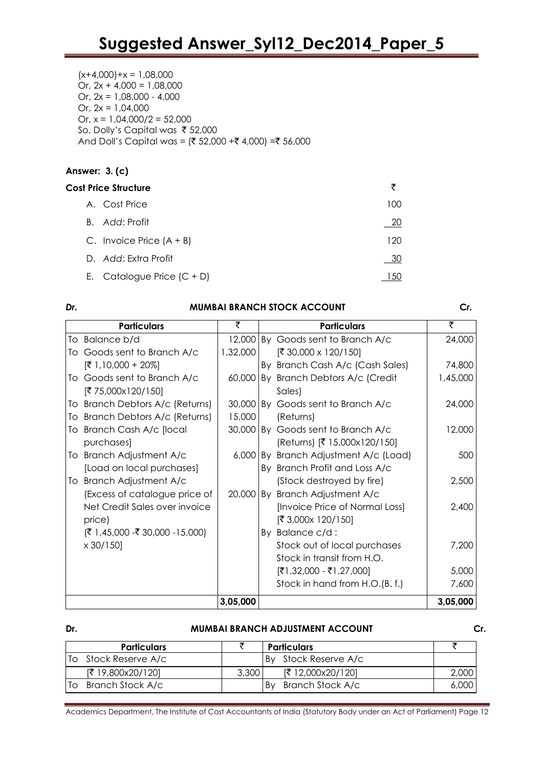(x+4,000)+x = 1,08,000
Or, 2x + 4,000 = 1,08,000
Or, 2x = 1,08,000 - 4,000
Or, 2x = 1,04,000
Or, x = 1,04,000/2 = 52,000
So, Dolly's Capital was ₹ 52,000
And Doll's Capital was = (₹ 52,000 +₹ 4,000) =₹ 56,000

**Answer: 3. (c)**

| **Cost Price Structure** | ₹ |
|---|---|
| A. Cost Price | 100 |
| B. *Add*: Profit | 20 |
| C. Invoice Price (A + B) | 120 |
| D. *Add*: Extra Profit | 30 |
| E. Catalogue Price (C + D) | 150 |

***Dr.*** **MUMBAI BRANCH STOCK ACCOUNT** ***Cr.***

| Particulars | ₹ | Particulars | ₹ |
|---|---|---|---|
| To Balance b/d | 12,000 | By Goods sent to Branch A/c [₹ 30,000 x 120/150] | 24,000 |
| To Goods sent to Branch A/c [₹ 1,10,000 + 20%] | 1,32,000 | By Branch Cash A/c (Cash Sales) | 74,800 |
| To Goods sent to Branch A/c [₹ 75,000x120/150] | 60,000 | By Branch Debtors A/c (Credit Sales) | 1,45,000 |
| To Branch Debtors A/c (Returns) | 30,000 | By Goods sent to Branch A/c (Returns) | 24,000 |
| To Branch Debtors A/c (Returns) | 15,000 | | |
| To Branch Cash A/c [local purchases] | 30,000 | By Goods sent to Branch A/c (Returns) [₹ 15,000x120/150] | 12,000 |
| To Branch Adjustment A/c [Load on local purchases] | 6,000 | By Branch Adjustment A/c (Load) | 500 |
| To Branch Adjustment A/c (Excess of catalogue price of Net Credit Sales over invoice price) (₹ 1,45,000 -₹ 30,000 -15,000) x 30/150] | 20,000 | By Branch Profit and Loss A/c (Stock destroyed by fire) | 2,500 |
| | | By Branch Adjustment A/c [Invoice Price of Normal Loss] [₹ 3,000x 120/150] | 2,400 |
| | | By Balance c/d : | |
| | | Stock out of local purchases | 7,200 |
| | | Stock in transit from H.O. [₹1,32,000 - ₹1,27,000] | 5,000 |
| | | Stock in hand from H.O.(B. f.) | 7,600 |
| | **3,05,000** | | **3,05,000** |

**Dr.** **MUMBAI BRANCH ADJUSTMENT ACCOUNT** **Cr.**

| Particulars | ₹ | Particulars | ₹ |
|---|---|---|---|
| To Stock Reserve A/c [₹ 19,800x20/120] | 3,300 | By Stock Reserve A/c [₹ 12,000x20/120] | 2,000 |
| To Branch Stock A/c | | By Branch Stock A/c | 6,000 |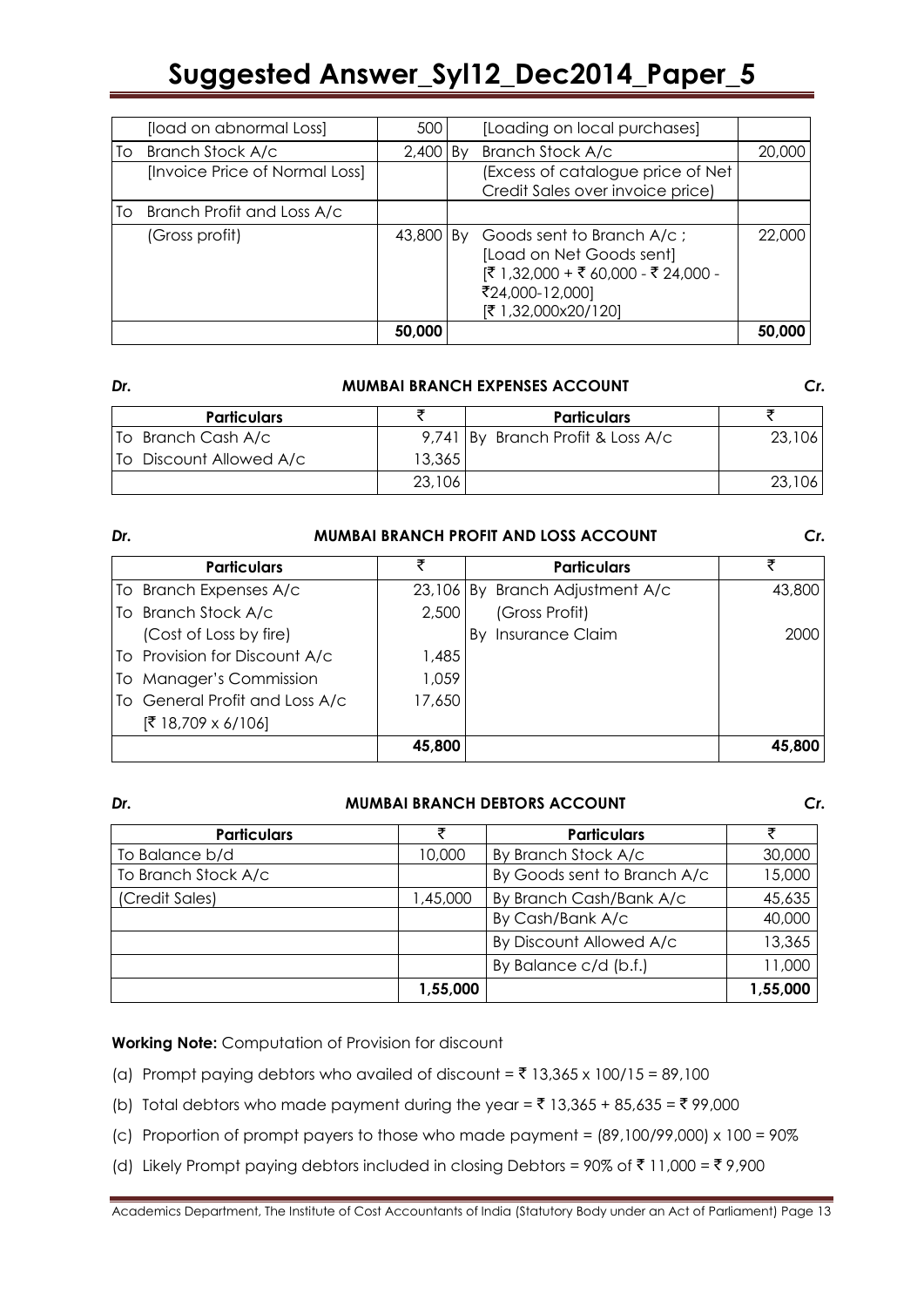| | | | |
|---|---|---|---|
| [load on abnormal Loss] | 500 | [Loading on local purchases] | |
| To Branch Stock A/c | 2,400 | By Branch Stock A/c | 20,000 |
| [Invoice Price of Normal Loss] | | (Excess of catalogue price of Net Credit Sales over invoice price) | |
| To Branch Profit and Loss A/c | | | |
| (Gross profit) | 43,800 | By Goods sent to Branch A/c ; [Load on Net Goods sent] [₹ 1,32,000 + ₹ 60,000 - ₹ 24,000 - ₹24,000-12,000] [₹ 1,32,000x20/120] | 22,000 |
| | **50,000** | | **50,000** |

***Dr.*** **MUMBAI BRANCH EXPENSES ACCOUNT** ***Cr.***

| Particulars | ₹ | Particulars | ₹ |
|---|---|---|---|
| To Branch Cash A/c | 9,741 | By Branch Profit & Loss A/c | 23,106 |
| To Discount Allowed A/c | 13,365 | | |
| | 23,106 | | 23,106 |

***Dr.*** **MUMBAI BRANCH PROFIT AND LOSS ACCOUNT** ***Cr.***

| Particulars | ₹ | Particulars | ₹ |
|---|---|---|---|
| To Branch Expenses A/c | 23,106 | By Branch Adjustment A/c | 43,800 |
| To Branch Stock A/c | 2,500 | (Gross Profit) | |
| (Cost of Loss by fire) | | By Insurance Claim | 2000 |
| To Provision for Discount A/c | 1,485 | | |
| To Manager's Commission | 1,059 | | |
| To General Profit and Loss A/c | 17,650 | | |
| [₹ 18,709 x 6/106] | | | |
| | **45,800** | | **45,800** |

***Dr.*** **MUMBAI BRANCH DEBTORS ACCOUNT** ***Cr.***

| Particulars | ₹ | Particulars | ₹ |
|---|---|---|---|
| To Balance b/d | 10,000 | By Branch Stock A/c | 30,000 |
| To Branch Stock A/c | | By Goods sent to Branch A/c | 15,000 |
| (Credit Sales) | 1,45,000 | By Branch Cash/Bank A/c | 45,635 |
| | | By Cash/Bank A/c | 40,000 |
| | | By Discount Allowed A/c | 13,365 |
| | | By Balance c/d (b.f.) | 11,000 |
| | **1,55,000** | | **1,55,000** |

**Working Note:** Computation of Provision for discount

(a) Prompt paying debtors who availed of discount = ₹ 13,365 x 100/15 = 89,100

(b) Total debtors who made payment during the year = ₹ 13,365 + 85,635 = ₹ 99,000

(c) Proportion of prompt payers to those who made payment = (89,100/99,000) x 100 = 90%

(d) Likely Prompt paying debtors included in closing Debtors = 90% of ₹ 11,000 = ₹ 9,900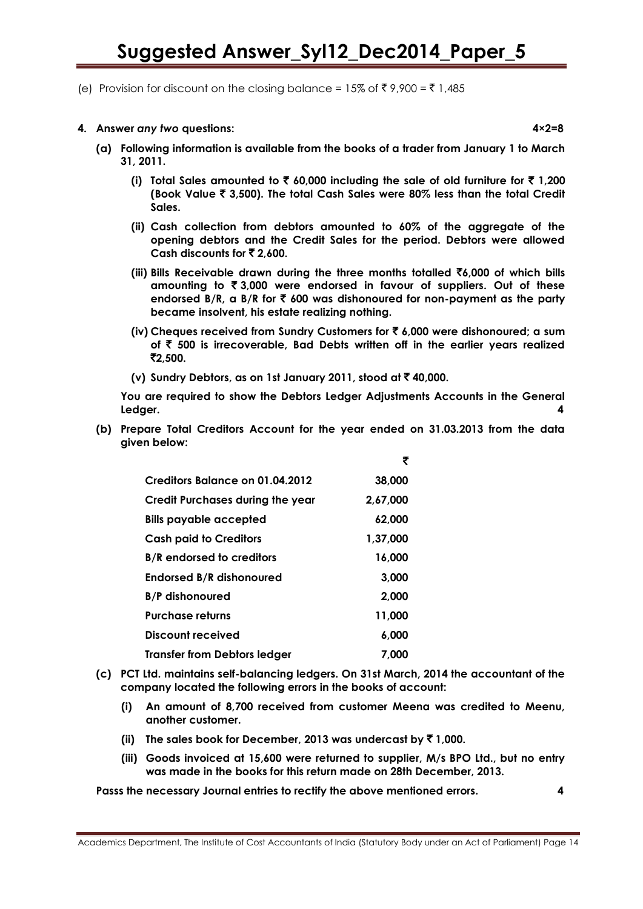(e) Provision for discount on the closing balance = 15% of ₹ 9,900 = ₹ 1,485

**4. Answer *any two* questions: 4×2=8**

**(a) Following information is available from the books of a trader from January 1 to March 31, 2011.**

**(i) Total Sales amounted to ₹ 60,000 including the sale of old furniture for ₹ 1,200 (Book Value ₹ 3,500). The total Cash Sales were 80% less than the total Credit Sales.**

**(ii) Cash collection from debtors amounted to 60% of the aggregate of the opening debtors and the Credit Sales for the period. Debtors were allowed Cash discounts for ₹ 2,600.**

**(iii) Bills Receivable drawn during the three months totalled ₹6,000 of which bills amounting to ₹ 3,000 were endorsed in favour of suppliers. Out of these endorsed B/R, a B/R for ₹ 600 was dishonoured for non-payment as the party became insolvent, his estate realizing nothing.**

**(iv) Cheques received from Sundry Customers for ₹ 6,000 were dishonoured; a sum of ₹ 500 is irrecoverable, Bad Debts written off in the earlier years realized ₹2,500.**

**(v) Sundry Debtors, as on 1st January 2011, stood at ₹ 40,000.**

**You are required to show the Debtors Ledger Adjustments Accounts in the General Ledger. 4**

**(b) Prepare Total Creditors Account for the year ended on 31.03.2013 from the data given below:**

| | ₹ |
|---|---|
| Creditors Balance on 01.04.2012 | 38,000 |
| Credit Purchases during the year | 2,67,000 |
| Bills payable accepted | 62,000 |
| Cash paid to Creditors | 1,37,000 |
| B/R endorsed to creditors | 16,000 |
| Endorsed B/R dishonoured | 3,000 |
| B/P dishonoured | 2,000 |
| Purchase returns | 11,000 |
| Discount received | 6,000 |
| Transfer from Debtors ledger | 7,000 |

**(c) PCT Ltd. maintains self-balancing ledgers. On 31st March, 2014 the accountant of the company located the following errors in the books of account:**

**(i) An amount of 8,700 received from customer Meena was credited to Meenu, another customer.**

**(ii) The sales book for December, 2013 was undercast by ₹ 1,000.**

**(iii) Goods invoiced at 15,600 were returned to supplier, M/s BPO Ltd., but no entry was made in the books for this return made on 28th December, 2013.**

**Passs the necessary Journal entries to rectify the above mentioned errors. 4**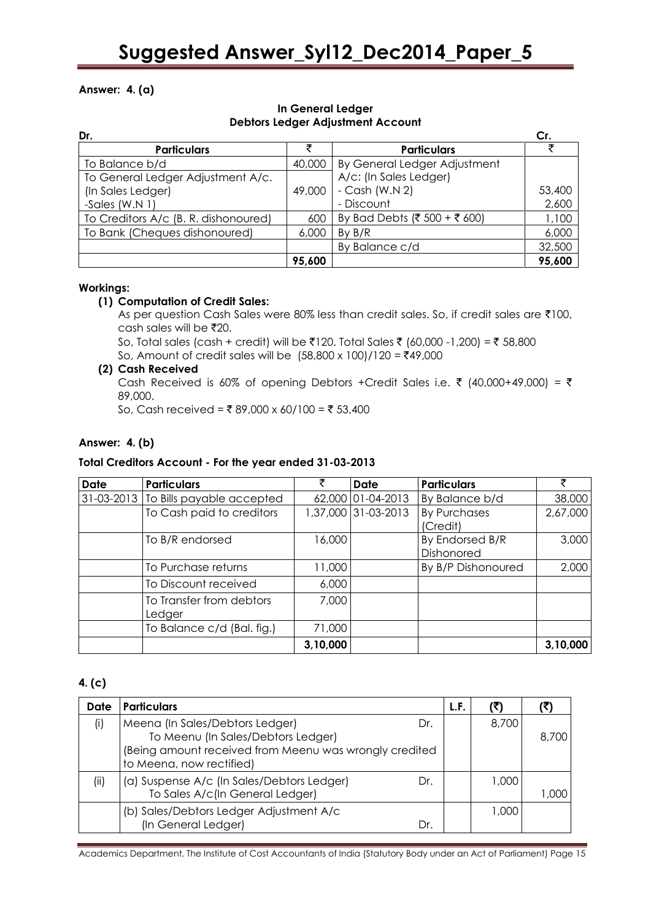**Answer: 4. (a)**

**In General Ledger**
**Debtors Ledger Adjustment Account**

| Dr. | | | Cr. |
|---|---|---|---|
| **Particulars** | ₹ | **Particulars** | ₹ |
| To Balance b/d | 40,000 | By General Ledger Adjustment A/c: (In Sales Ledger) | |
| To General Ledger Adjustment A/c. (In Sales Ledger) -Sales (W.N 1) | 49,000 | - Cash (W.N 2) | 53,400 |
| | | - Discount | 2,600 |
| To Creditors A/c (B. R. dishonoured) | 600 | By Bad Debts (₹ 500 + ₹ 600) | 1,100 |
| To Bank (Cheques dishonoured) | 6,000 | By B/R | 6,000 |
| | | By Balance c/d | 32,500 |
| | **95,600** | | **95,600** |

**Workings:**

**(1) Computation of Credit Sales:**

As per question Cash Sales were 80% less than credit sales. So, if credit sales are ₹100, cash sales will be ₹20.

So, Total sales (cash + credit) will be ₹120. Total Sales ₹ (60,000 -1,200) = ₹ 58,800

So, Amount of credit sales will be $(58,800 \times 100)/120$ = ₹49,000

**(2) Cash Received**

Cash Received is 60% of opening Debtors +Credit Sales i.e. ₹ (40,000+49,000) = ₹ 89,000.

So, Cash received = ₹ 89,000 x 60/100 = ₹ 53,400

**Answer: 4. (b)**

**Total Creditors Account - For the year ended 31-03-2013**

| Date | Particulars | ₹ | Date | Particulars | ₹ |
|---|---|---|---|---|---|
| 31-03-2013 | To Bills payable accepted | 62,000 | 01-04-2013 | By Balance b/d | 38,000 |
| | To Cash paid to creditors | 1,37,000 | 31-03-2013 | By Purchases (Credit) | 2,67,000 |
| | To B/R endorsed | 16,000 | | By Endorsed B/R Dishonored | 3,000 |
| | To Purchase returns | 11,000 | | By B/P Dishonoured | 2,000 |
| | To Discount received | 6,000 | | | |
| | To Transfer from debtors Ledger | 7,000 | | | |
| | To Balance c/d (Bal. fig.) | 71,000 | | | |
| | | **3,10,000** | | | **3,10,000** |

**4. (c)**

| Date | Particulars | | L.F. | (₹) | (₹) |
|---|---|---|---|---|---|
| (i) | Meena (In Sales/Debtors Ledger) To Meenu (In Sales/Debtors Ledger) (Being amount received from Meenu was wrongly credited to Meena, now rectified) | Dr. | | 8,700 | 8,700 |
| (ii) | (a) Suspense A/c (In Sales/Debtors Ledger) To Sales A/c(In General Ledger) | Dr. | | 1,000 | 1,000 |
| | (b) Sales/Debtors Ledger Adjustment A/c (In General Ledger) | Dr. | | 1,000 | |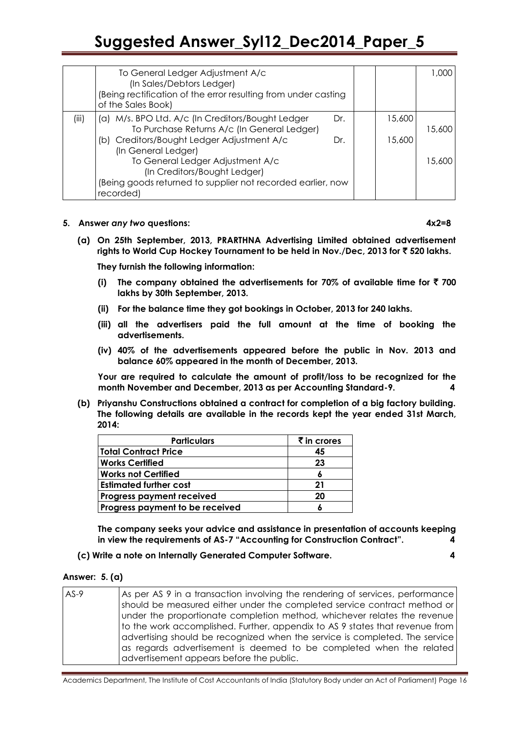| | | | |
|---|---|---|---|
| | To General Ledger Adjustment A/c<br>(In Sales/Debtors Ledger)<br>(Being rectification of the error resulting from under casting of the Sales Book) | | 1,000 |
| (iii) | (a) M/s. BPO Ltd. A/c (In Creditors/Bought Ledger Dr.<br>To Purchase Returns A/c (In General Ledger) | 15,600 | 15,600 |
| | (b) Creditors/Bought Ledger Adjustment A/c Dr.<br>(In General Ledger)<br>To General Ledger Adjustment A/c<br>(In Creditors/Bought Ledger)<br>(Being goods returned to supplier not recorded earlier, now recorded) | 15,600 | 15,600 |

**5. Answer *any two* questions: 4x2=8**

**(a) On 25th September, 2013, PRARTHNA Advertising Limited obtained advertisement rights to World Cup Hockey Tournament to be held in Nov./Dec, 2013 for ₹ 520 lakhs.**

**They furnish the following information:**

**(i) The company obtained the advertisements for 70% of available time for ₹ 700 lakhs by 30th September, 2013.**

**(ii) For the balance time they got bookings in October, 2013 for 240 lakhs.**

**(iii) all the advertisers paid the full amount at the time of booking the advertisements.**

**(iv) 40% of the advertisements appeared before the public in Nov. 2013 and balance 60% appeared in the month of December, 2013.**

**Your are required to calculate the amount of profit/loss to be recognized for the month November and December, 2013 as per Accounting Standard-9. 4**

**(b) Priyanshu Constructions obtained a contract for completion of a big factory building. The following details are available in the records kept the year ended 31st March, 2014:**

| Particulars | ₹ in crores |
|---|---|
| Total Contract Price | 45 |
| Works Certified | 23 |
| Works not Certified | 6 |
| Estimated further cost | 21 |
| Progress payment received | 20 |
| Progress payment to be received | 6 |

**The company seeks your advice and assistance in presentation of accounts keeping in view the requirements of AS-7 "Accounting for Construction Contract". 4**

**(c) Write a note on Internally Generated Computer Software. 4**

**Answer: 5. (a)**

| | |
|---|---|
| AS-9 | As per AS 9 in a transaction involving the rendering of services, performance should be measured either under the completed service contract method or under the proportionate completion method, whichever relates the revenue to the work accomplished. Further, appendix to AS 9 states that revenue from advertising should be recognized when the service is completed. The service as regards advertisement is deemed to be completed when the related advertisement appears before the public. |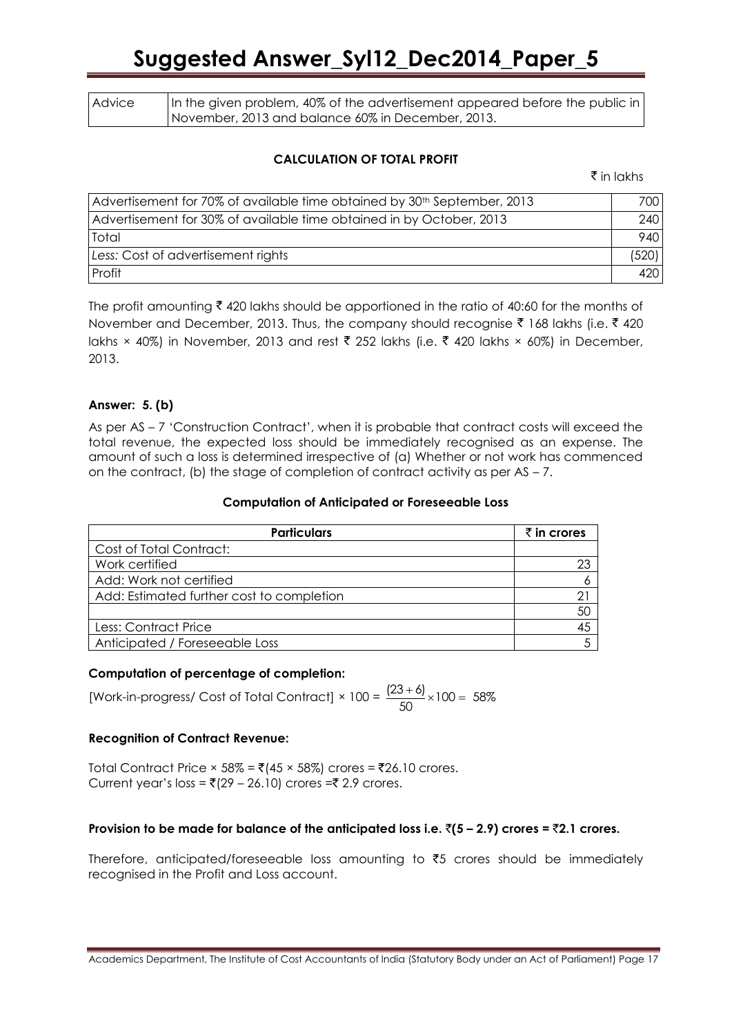| Advice | In the given problem, 40% of the advertisement appeared before the public in November, 2013 and balance 60% in December, 2013. |
|---|---|

**CALCULATION OF TOTAL PROFIT**

₹ in lakhs

| | |
|---|---|
| Advertisement for 70% of available time obtained by 30th September, 2013 | 700 |
| Advertisement for 30% of available time obtained in by October, 2013 | 240 |
| Total | 940 |
| *Less:* Cost of advertisement rights | (520) |
| Profit | 420 |

The profit amounting ₹ 420 lakhs should be apportioned in the ratio of 40:60 for the months of November and December, 2013. Thus, the company should recognise ₹ 168 lakhs (i.e. ₹ 420 lakhs × 40%) in November, 2013 and rest ₹ 252 lakhs (i.e. ₹ 420 lakhs × 60%) in December, 2013.

**Answer: 5. (b)**

As per AS – 7 'Construction Contract', when it is probable that contract costs will exceed the total revenue, the expected loss should be immediately recognised as an expense. The amount of such a loss is determined irrespective of (a) Whether or not work has commenced on the contract, (b) the stage of completion of contract activity as per AS – 7.

**Computation of Anticipated or Foreseeable Loss**

| Particulars | ₹ in crores |
|---|---|
| Cost of Total Contract: | |
| Work certified | 23 |
| Add: Work not certified | 6 |
| Add: Estimated further cost to completion | 21 |
| | 50 |
| Less: Contract Price | 45 |
| Anticipated / Foreseeable Loss | 5 |

**Computation of percentage of completion:**

[Work-in-progress/ Cost of Total Contract] × 100 = $\frac{(23+6)}{50} \times 100 = 58\%$

**Recognition of Contract Revenue:**

Total Contract Price × 58% = ₹(45 × 58%) crores = ₹26.10 crores.
Current year's loss = ₹(29 – 26.10) crores =₹ 2.9 crores.

**Provision to be made for balance of the anticipated loss i.e. ₹(5 – 2.9) crores = ₹2.1 crores.**

Therefore, anticipated/foreseeable loss amounting to ₹5 crores should be immediately recognised in the Profit and Loss account.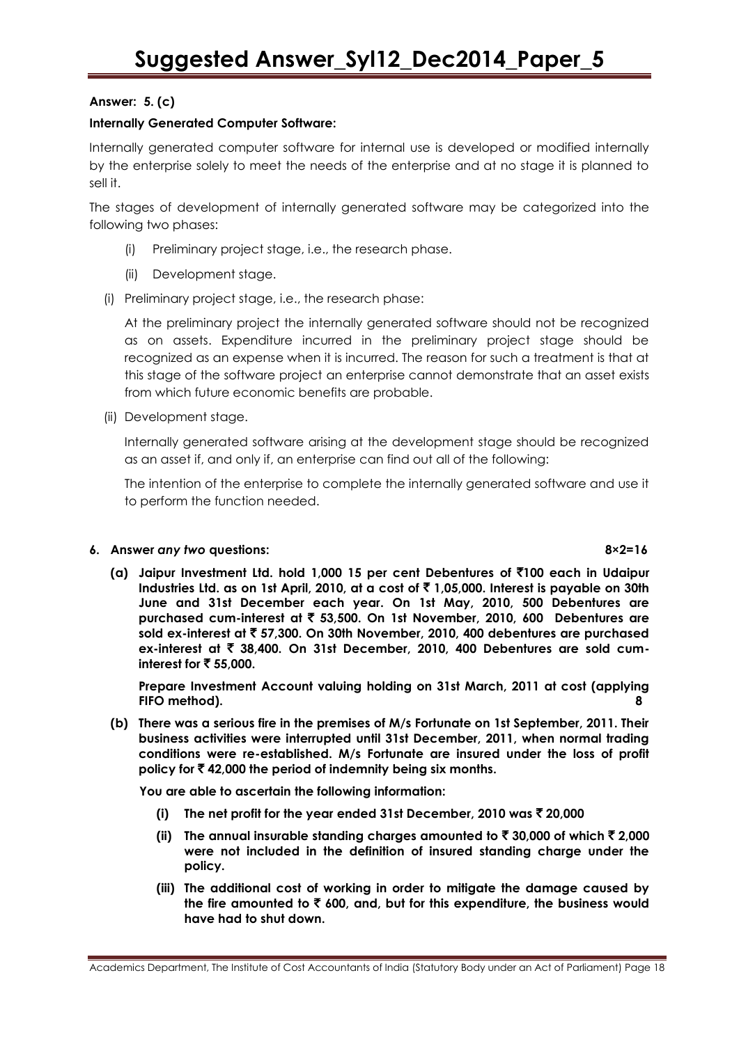**Answer: 5. (c)**

**Internally Generated Computer Software:**

Internally generated computer software for internal use is developed or modified internally by the enterprise solely to meet the needs of the enterprise and at no stage it is planned to sell it.

The stages of development of internally generated software may be categorized into the following two phases:

(i) Preliminary project stage, i.e., the research phase.

(ii) Development stage.

(i) Preliminary project stage, i.e., the research phase:

At the preliminary project the internally generated software should not be recognized as on assets. Expenditure incurred in the preliminary project stage should be recognized as an expense when it is incurred. The reason for such a treatment is that at this stage of the software project an enterprise cannot demonstrate that an asset exists from which future economic benefits are probable.

(ii) Development stage.

Internally generated software arising at the development stage should be recognized as an asset if, and only if, an enterprise can find out all of the following:

The intention of the enterprise to complete the internally generated software and use it to perform the function needed.

**6. Answer *any two* questions: 8×2=16**

**(a) Jaipur Investment Ltd. hold 1,000 15 per cent Debentures of ₹100 each in Udaipur Industries Ltd. as on 1st April, 2010, at a cost of ₹ 1,05,000. Interest is payable on 30th June and 31st December each year. On 1st May, 2010, 500 Debentures are purchased cum-interest at ₹ 53,500. On 1st November, 2010, 600 Debentures are sold ex-interest at ₹ 57,300. On 30th November, 2010, 400 debentures are purchased ex-interest at ₹ 38,400. On 31st December, 2010, 400 Debentures are sold cum-interest for ₹ 55,000.**

**Prepare Investment Account valuing holding on 31st March, 2011 at cost (applying FIFO method). 8**

**(b) There was a serious fire in the premises of M/s Fortunate on 1st September, 2011. Their business activities were interrupted until 31st December, 2011, when normal trading conditions were re-established. M/s Fortunate are insured under the loss of profit policy for ₹ 42,000 the period of indemnity being six months.**

**You are able to ascertain the following information:**

**(i) The net profit for the year ended 31st December, 2010 was ₹ 20,000**

**(ii) The annual insurable standing charges amounted to ₹ 30,000 of which ₹ 2,000 were not included in the definition of insured standing charge under the policy.**

**(iii) The additional cost of working in order to mitigate the damage caused by the fire amounted to ₹ 600, and, but for this expenditure, the business would have had to shut down.**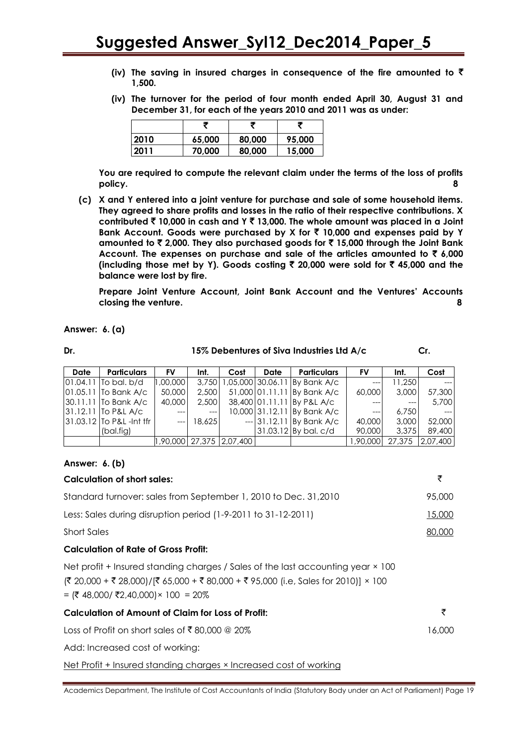**(iv) The saving in insured charges in consequence of the fire amounted to ₹ 1,500.**

**(iv) The turnover for the period of four month ended April 30, August 31 and December 31, for each of the years 2010 and 2011 was as under:**

| | ₹ | ₹ | ₹ |
|---|---|---|---|
| 2010 | 65,000 | 80,000 | 95,000 |
| 2011 | 70,000 | 80,000 | 15,000 |

**You are required to compute the relevant claim under the terms of the loss of profits policy. 8**

**(c) X and Y entered into a joint venture for purchase and sale of some household items. They agreed to share profits and losses in the ratio of their respective contributions. X contributed ₹ 10,000 in cash and Y ₹ 13,000. The whole amount was placed in a Joint Bank Account. Goods were purchased by X for ₹ 10,000 and expenses paid by Y amounted to ₹ 2,000. They also purchased goods for ₹ 15,000 through the Joint Bank Account. The expenses on purchase and sale of the articles amounted to ₹ 6,000 (including those met by Y). Goods costing ₹ 20,000 were sold for ₹ 45,000 and the balance were lost by fire.**

**Prepare Joint Venture Account, Joint Bank Account and the Ventures' Accounts closing the venture. 8**

**Answer: 6. (a)**

**Dr. 15% Debentures of Siva Industries Ltd A/c Cr.**

| Date | Particulars | FV | Int. | Cost | Date | Particulars | FV | Int. | Cost |
|---|---|---|---|---|---|---|---|---|---|
| 01.04.11 | To bal. b/d | 1,00,000 | 3,750 | 1,05,000 | 30.06.11 | By Bank A/c | --- | 11,250 | --- |
| 01.05.11 | To Bank A/c | 50,000 | 2,500 | 51,000 | 01.11.11 | By Bank A/c | 60,000 | 3,000 | 57,300 |
| 30.11.11 | To Bank A/c | 40,000 | 2,500 | 38,400 | 01.11.11 | By P&L A/c | --- | --- | 5,700 |
| 31.12.11 | To P&L A/c | --- | --- | 10,000 | 31.12.11 | By Bank A/c | --- | 6,750 | --- |
| 31.03.12 | To P&L -Int tfr (bal.fig) | --- | 18,625 | --- | 31.12.11 | By Bank A/c | 40,000 | 3,000 | 52,000 |
| | | | | | 31.03.12 | By bal. c/d | 90,000 | 3,375 | 89,400 |
| | | 1,90,000 | 27,375 | 2,07,400 | | | 1,90,000 | 27,375 | 2,07,400 |

**Answer: 6. (b)**

**Calculation of short sales:** ₹

| | ₹ |
|---|---|
| Standard turnover: sales from September 1, 2010 to Dec. 31,2010 | 95,000 |
| Less: Sales during disruption period (1-9-2011 to 31-12-2011) | 15,000 |
| Short Sales | 80,000 |

**Calculation of Rate of Gross Profit:**

Net profit + Insured standing charges / Sales of the last accounting year × 100

(₹ 20,000 + ₹ 28,000)/[₹ 65,000 + ₹ 80,000 + ₹ 95,000 (i.e, Sales for 2010)] × 100

= (₹ 48,000/ ₹2,40,000)× 100 = 20%

**Calculation of Amount of Claim for Loss of Profit:** ₹

Loss of Profit on short sales of ₹ 80,000 @ 20% 16,000

Add: Increased cost of working:

Net Profit + Insured standing charges × Increased cost of working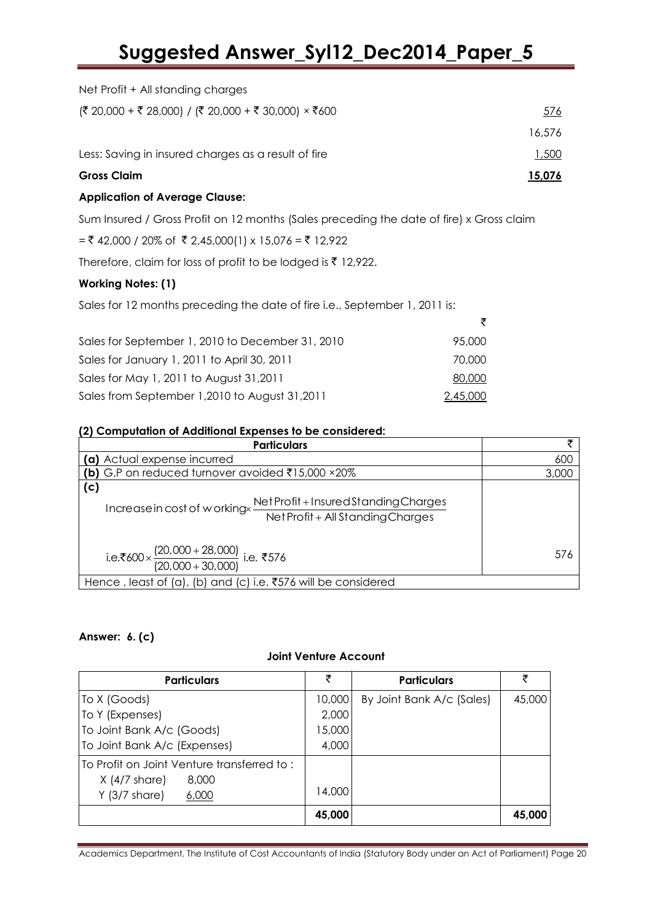Net Profit + All standing charges

| | |
|---|---|
| (₹ 20,000 + ₹ 28,000) / (₹ 20,000 + ₹ 30,000) × ₹600 | 576 |
| | 16,576 |
| Less: Saving in insured charges as a result of fire | 1,500 |
| **Gross Claim** | **15,076** |

**Application of Average Clause:**

Sum Insured / Gross Profit on 12 months (Sales preceding the date of fire) x Gross claim

= ₹ 42,000 / 20% of ₹ 2,45,000(1) x 15,076 = ₹ 12,922

Therefore, claim for loss of profit to be lodged is ₹ 12,922.

**Working Notes: (1)**

Sales for 12 months preceding the date of fire i.e., September 1, 2011 is:

| | ₹ |
|---|---|
| Sales for September 1, 2010 to December 31, 2010 | 95,000 |
| Sales for January 1, 2011 to April 30, 2011 | 70,000 |
| Sales for May 1, 2011 to August 31,2011 | 80,000 |
| Sales from September 1,2010 to August 31,2011 | 2,45,000 |

**(2) Computation of Additional Expenses to be considered:**

| Particulars | ₹ |
|---|---|
| **(a)** Actual expense incurred | 600 |
| **(b)** G.P on reduced turnover avoided ₹15,000 ×20% | 3,000 |
| **(c)** Increase in cost of working $\times \frac{\text{Net Profit} + \text{Insured Standing Charges}}{\text{Net Profit} + \text{All Standing Charges}}$ <br> i.e. ₹600 $\times \frac{(20{,}000 + 28{,}000)}{(20{,}000 + 30{,}000)}$ i.e. ₹576 | 576 |
| Hence , least of (a), (b) and (c) i.e. ₹576 will be considered | |

**Answer: 6. (c)**

**Joint Venture Account**

| Particulars | ₹ | Particulars | ₹ |
|---|---|---|---|
| To X (Goods) | 10,000 | By Joint Bank A/c (Sales) | 45,000 |
| To Y (Expenses) | 2,000 | | |
| To Joint Bank A/c (Goods) | 15,000 | | |
| To Joint Bank A/c (Expenses) | 4,000 | | |
| To Profit on Joint Venture transferred to : X (4/7 share) 8,000; Y (3/7 share) 6,000 | 14,000 | | |
| | **45,000** | | **45,000** |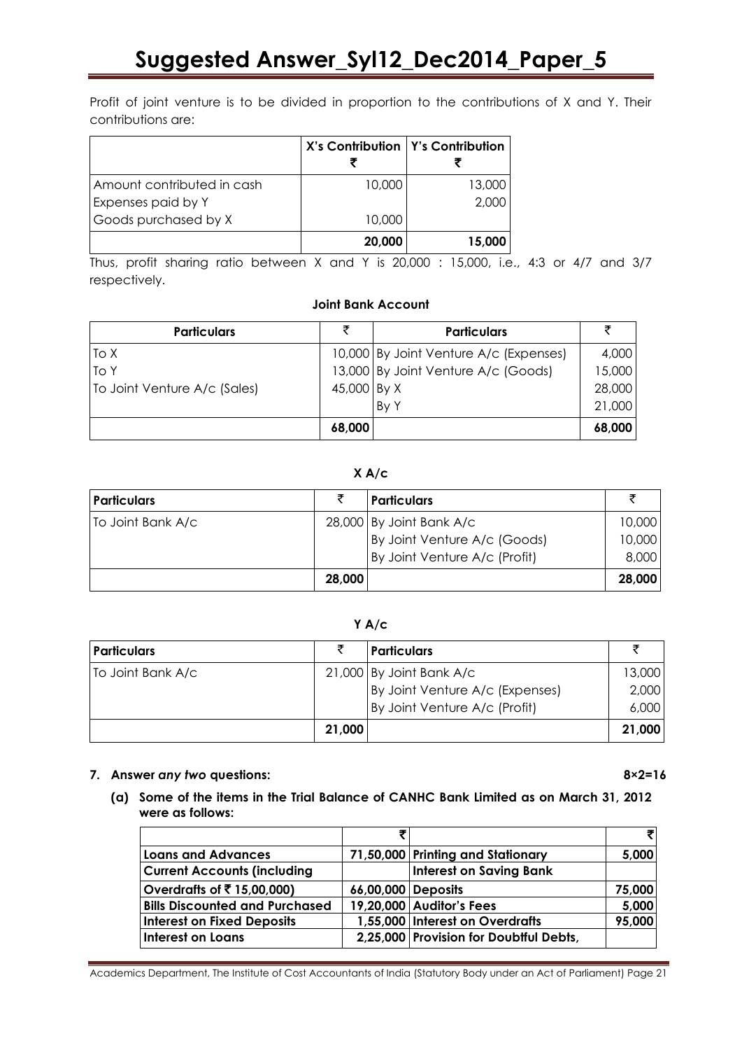Profit of joint venture is to be divided in proportion to the contributions of X and Y. Their contributions are:

| | X's Contribution ₹ | Y's Contribution ₹ |
|---|---|---|
| Amount contributed in cash | 10,000 | 13,000 |
| Expenses paid by Y | | 2,000 |
| Goods purchased by X | 10,000 | |
| | **20,000** | **15,000** |

Thus, profit sharing ratio between X and Y is 20,000 : 15,000, i.e., 4:3 or 4/7 and 3/7 respectively.

**Joint Bank Account**

| Particulars | ₹ | Particulars | ₹ |
|---|---|---|---|
| To X | 10,000 | By Joint Venture A/c (Expenses) | 4,000 |
| To Y | 13,000 | By Joint Venture A/c (Goods) | 15,000 |
| To Joint Venture A/c (Sales) | 45,000 | By X | 28,000 |
| | | By Y | 21,000 |
| | **68,000** | | **68,000** |

**X A/c**

| Particulars | ₹ | Particulars | ₹ |
|---|---|---|---|
| To Joint Bank A/c | 28,000 | By Joint Bank A/c | 10,000 |
| | | By Joint Venture A/c (Goods) | 10,000 |
| | | By Joint Venture A/c (Profit) | 8,000 |
| | **28,000** | | **28,000** |

**Y A/c**

| Particulars | ₹ | Particulars | ₹ |
|---|---|---|---|
| To Joint Bank A/c | 21,000 | By Joint Bank A/c | 13,000 |
| | | By Joint Venture A/c (Expenses) | 2,000 |
| | | By Joint Venture A/c (Profit) | 6,000 |
| | **21,000** | | **21,000** |

**7. Answer *any two* questions: 8×2=16**

**(a) Some of the items in the Trial Balance of CANHC Bank Limited as on March 31, 2012 were as follows:**

| | ₹ | | ₹ |
|---|---|---|---|
| **Loans and Advances** | 71,50,000 | **Printing and Stationary** | 5,000 |
| **Current Accounts (including** | | **Interest on Saving Bank** | |
| **Overdrafts of ₹ 15,00,000)** | 66,00,000 | **Deposits** | 75,000 |
| **Bills Discounted and Purchased** | 19,20,000 | **Auditor's Fees** | 5,000 |
| **Interest on Fixed Deposits** | 1,55,000 | **Interest on Overdrafts** | 95,000 |
| **Interest on Loans** | 2,25,000 | **Provision for Doubtful Debts,** | |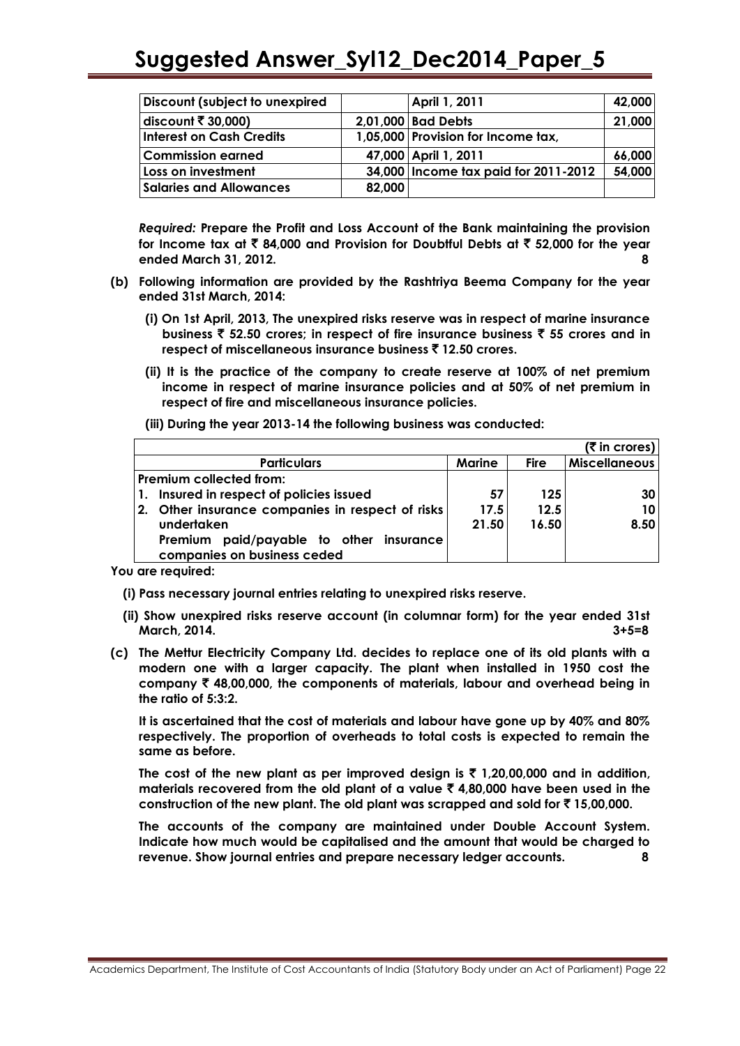| Discount (subject to unexpired | | April 1, 2011 | 42,000 |
|---|---|---|---|
| discount ₹ 30,000) | 2,01,000 | Bad Debts | 21,000 |
| Interest on Cash Credits | 1,05,000 | Provision for Income tax, | |
| Commission earned | 47,000 | April 1, 2011 | 66,000 |
| Loss on investment | 34,000 | Income tax paid for 2011-2012 | 54,000 |
| Salaries and Allowances | 82,000 | | |

***Required:*** **Prepare the Profit and Loss Account of the Bank maintaining the provision for Income tax at ₹ 84,000 and Provision for Doubtful Debts at ₹ 52,000 for the year ended March 31, 2012.** **8**

**(b) Following information are provided by the Rashtriya Beema Company for the year ended 31st March, 2014:**

**(i) On 1st April, 2013, The unexpired risks reserve was in respect of marine insurance business ₹ 52.50 crores; in respect of fire insurance business ₹ 55 crores and in respect of miscellaneous insurance business ₹ 12.50 crores.**

**(ii) It is the practice of the company to create reserve at 100% of net premium income in respect of marine insurance policies and at 50% of net premium in respect of fire and miscellaneous insurance policies.**

**(iii) During the year 2013-14 the following business was conducted:**

| | | | (₹ in crores) |
|---|---|---|---|
| **Particulars** | **Marine** | **Fire** | **Miscellaneous** |
| **Premium collected from:** | | | |
| **1. Insured in respect of policies issued** | **57** | **125** | **30** |
| **2. Other insurance companies in respect of risks undertaken** | **17.5** | **12.5** | **10** |
| **Premium paid/payable to other insurance companies on business ceded** | **21.50** | **16.50** | **8.50** |

**You are required:**

**(i) Pass necessary journal entries relating to unexpired risks reserve.**

**(ii) Show unexpired risks reserve account (in columnar form) for the year ended 31st March, 2014.** **3+5=8**

**(c) The Mettur Electricity Company Ltd. decides to replace one of its old plants with a modern one with a larger capacity. The plant when installed in 1950 cost the company ₹ 48,00,000, the components of materials, labour and overhead being in the ratio of 5:3:2.**

**It is ascertained that the cost of materials and labour have gone up by 40% and 80% respectively. The proportion of overheads to total costs is expected to remain the same as before.**

**The cost of the new plant as per improved design is ₹ 1,20,00,000 and in addition, materials recovered from the old plant of a value ₹ 4,80,000 have been used in the construction of the new plant. The old plant was scrapped and sold for ₹ 15,00,000.**

**The accounts of the company are maintained under Double Account System. Indicate how much would be capitalised and the amount that would be charged to revenue. Show journal entries and prepare necessary ledger accounts.** **8**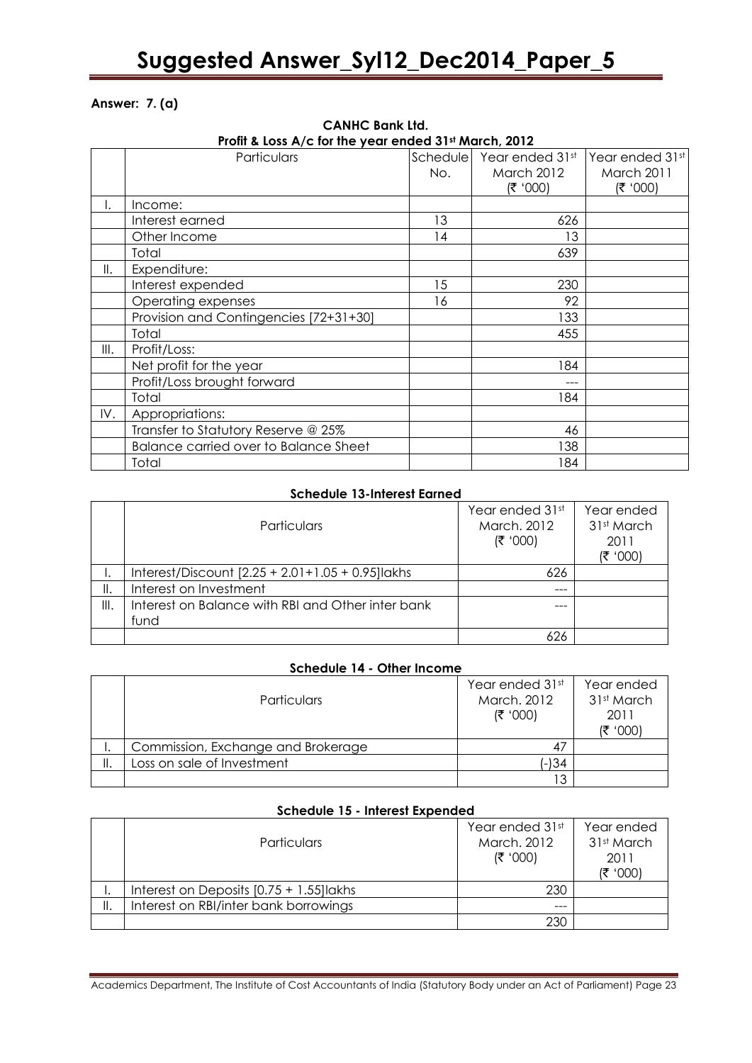**Answer: 7. (a)**

**CANHC Bank Ltd.**
**Profit & Loss A/c for the year ended 31st March, 2012**

| | Particulars | Schedule No. | Year ended 31st March 2012 (₹ '000) | Year ended 31st March 2011 (₹ '000) |
|---|---|---|---|---|
| I. | Income: | | | |
| | Interest earned | 13 | 626 | |
| | Other Income | 14 | 13 | |
| | Total | | 639 | |
| II. | Expenditure: | | | |
| | Interest expended | 15 | 230 | |
| | Operating expenses | 16 | 92 | |
| | Provision and Contingencies [72+31+30] | | 133 | |
| | Total | | 455 | |
| III. | Profit/Loss: | | | |
| | Net profit for the year | | 184 | |
| | Profit/Loss brought forward | | --- | |
| | Total | | 184 | |
| IV. | Appropriations: | | | |
| | Transfer to Statutory Reserve @ 25% | | 46 | |
| | Balance carried over to Balance Sheet | | 138 | |
| | Total | | 184 | |

**Schedule 13-Interest Earned**

| | Particulars | Year ended 31st March. 2012 (₹ '000) | Year ended 31st March 2011 (₹ '000) |
|---|---|---|---|
| I. | Interest/Discount [2.25 + 2.01+1.05 + 0.95]lakhs | 626 | |
| II. | Interest on Investment | --- | |
| III. | Interest on Balance with RBI and Other inter bank fund | --- | |
| | | 626 | |

**Schedule 14 - Other Income**

| | Particulars | Year ended 31st March. 2012 (₹ '000) | Year ended 31st March 2011 (₹ '000) |
|---|---|---|---|
| I. | Commission, Exchange and Brokerage | 47 | |
| II. | Loss on sale of Investment | (-)34 | |
| | | 13 | |

**Schedule 15 - Interest Expended**

| | Particulars | Year ended 31st March. 2012 (₹ '000) | Year ended 31st March 2011 (₹ '000) |
|---|---|---|---|
| I. | Interest on Deposits [0.75 + 1.55]lakhs | 230 | |
| II. | Interest on RBI/inter bank borrowings | --- | |
| | | 230 | |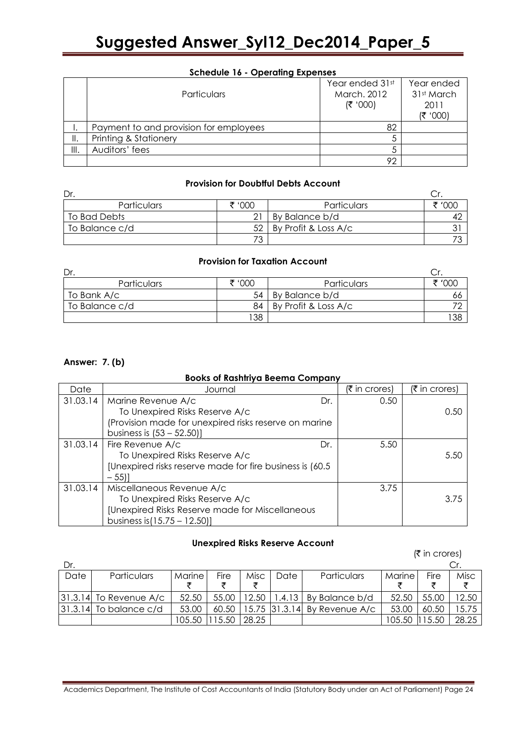**Schedule 16 - Operating Expenses**

| | Particulars | Year ended 31st March. 2012 (₹ '000) | Year ended 31st March 2011 (₹ '000) |
|---|---|---|---|
| I. | Payment to and provision for employees | 82 | |
| II. | Printing & Stationery | 5 | |
| III. | Auditors' fees | 5 | |
| | | 92 | |

**Provision for Doubtful Debts Account**

Dr. Cr.

| Particulars | ₹ '000 | Particulars | ₹ '000 |
|---|---|---|---|
| To Bad Debts | 21 | By Balance b/d | 42 |
| To Balance c/d | 52 | By Profit & Loss A/c | 31 |
| | 73 | | 73 |

**Provision for Taxation Account**

Dr. Cr.

| Particulars | ₹ '000 | Particulars | ₹ '000 |
|---|---|---|---|
| To Bank A/c | 54 | By Balance b/d | 66 |
| To Balance c/d | 84 | By Profit & Loss A/c | 72 |
| | 138 | | 138 |

**Answer: 7. (b)**

**Books of Rashtriya Beema Company**

| Date | Journal | (₹ in crores) | (₹ in crores) |
|---|---|---|---|
| 31.03.14 | Marine Revenue A/c Dr.<br>To Unexpired Risks Reserve A/c<br>(Provision made for unexpired risks reserve on marine business is (53 – 52.50)] | 0.50 | 0.50 |
| 31.03.14 | Fire Revenue A/c Dr.<br>To Unexpired Risks Reserve A/c<br>[Unexpired risks reserve made for fire business is (60.5 – 55)] | 5.50 | 5.50 |
| 31.03.14 | Miscellaneous Revenue A/c<br>To Unexpired Risks Reserve A/c<br>[Unexpired Risks Reserve made for Miscellaneous business is(15.75 – 12.50)] | 3.75 | 3.75 |

**Unexpired Risks Reserve Account**

(₹ in crores)

Dr. Cr.

| Date | Particulars | Marine ₹ | Fire ₹ | Misc ₹ | Date | Particulars | Marine ₹ | Fire ₹ | Misc ₹ |
|---|---|---|---|---|---|---|---|---|---|
| 31.3.14 | To Revenue A/c | 52.50 | 55.00 | 12.50 | 1.4.13 | By Balance b/d | 52.50 | 55.00 | 12.50 |
| 31.3.14 | To balance c/d | 53.00 | 60.50 | 15.75 | 31.3.14 | By Revenue A/c | 53.00 | 60.50 | 15.75 |
| | | 105.50 | 115.50 | 28.25 | | | 105.50 | 115.50 | 28.25 |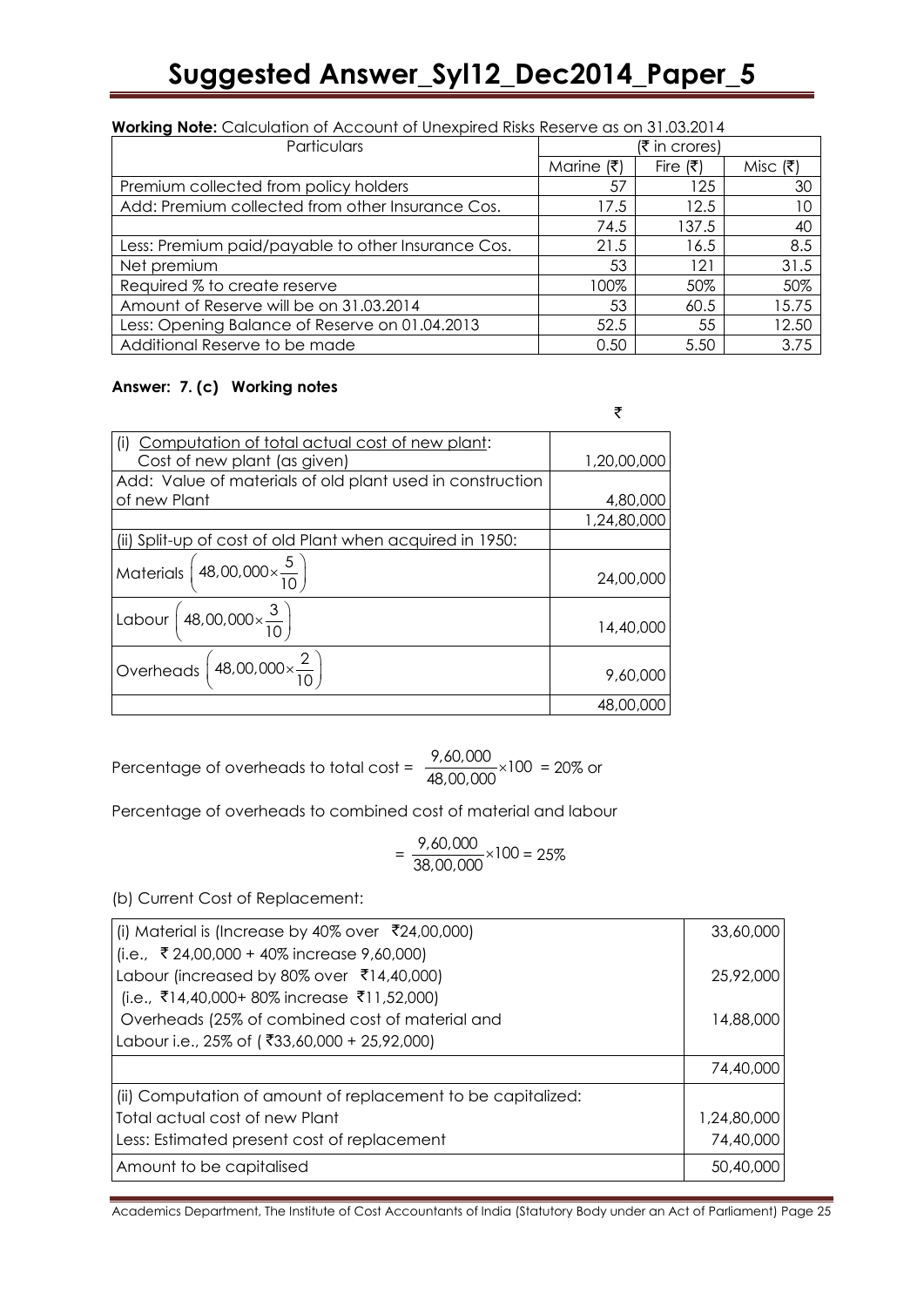**Working Note:** Calculation of Account of Unexpired Risks Reserve as on 31.03.2014

| Particulars | (₹ in crores) | | |
|---|---|---|---|
| | Marine (₹) | Fire (₹) | Misc (₹) |
| Premium collected from policy holders | 57 | 125 | 30 |
| Add: Premium collected from other Insurance Cos. | 17.5 | 12.5 | 10 |
| | 74.5 | 137.5 | 40 |
| Less: Premium paid/payable to other Insurance Cos. | 21.5 | 16.5 | 8.5 |
| Net premium | 53 | 121 | 31.5 |
| Required % to create reserve | 100% | 50% | 50% |
| Amount of Reserve will be on 31.03.2014 | 53 | 60.5 | 15.75 |
| Less: Opening Balance of Reserve on 01.04.2013 | 52.5 | 55 | 12.50 |
| Additional Reserve to be made | 0.50 | 5.50 | 3.75 |

**Answer: 7. (c) Working notes**

| | ₹ |
|---|---|
| (i) Computation of total actual cost of new plant: Cost of new plant (as given) | 1,20,00,000 |
| Add: Value of materials of old plant used in construction of new Plant | 4,80,000 |
| | 1,24,80,000 |
| (ii) Split-up of cost of old Plant when acquired in 1950: | |
| Materials $\left(48,00,000 \times \frac{5}{10}\right)$ | 24,00,000 |
| Labour $\left(48,00,000 \times \frac{3}{10}\right)$ | 14,40,000 |
| Overheads $\left(48,00,000 \times \frac{2}{10}\right)$ | 9,60,000 |
| | 48,00,000 |

Percentage of overheads to total cost = $\frac{9,60,000}{48,00,000} \times 100$ = 20% or

Percentage of overheads to combined cost of material and labour

$$= \frac{9,60,000}{38,00,000} \times 100 = 25\%$$

(b) Current Cost of Replacement:

| | |
|---|---|
| (i) Material is (Increase by 40% over ₹24,00,000) (i.e., ₹ 24,00,000 + 40% increase 9,60,000) | 33,60,000 |
| Labour (increased by 80% over ₹14,40,000) (i.e., ₹14,40,000+ 80% increase ₹11,52,000) | 25,92,000 |
| Overheads (25% of combined cost of material and Labour i.e., 25% of ( ₹33,60,000 + 25,92,000) | 14,88,000 |
| | 74,40,000 |
| (ii) Computation of amount of replacement to be capitalized: | |
| Total actual cost of new Plant | 1,24,80,000 |
| Less: Estimated present cost of replacement | 74,40,000 |
| Amount to be capitalised | 50,40,000 |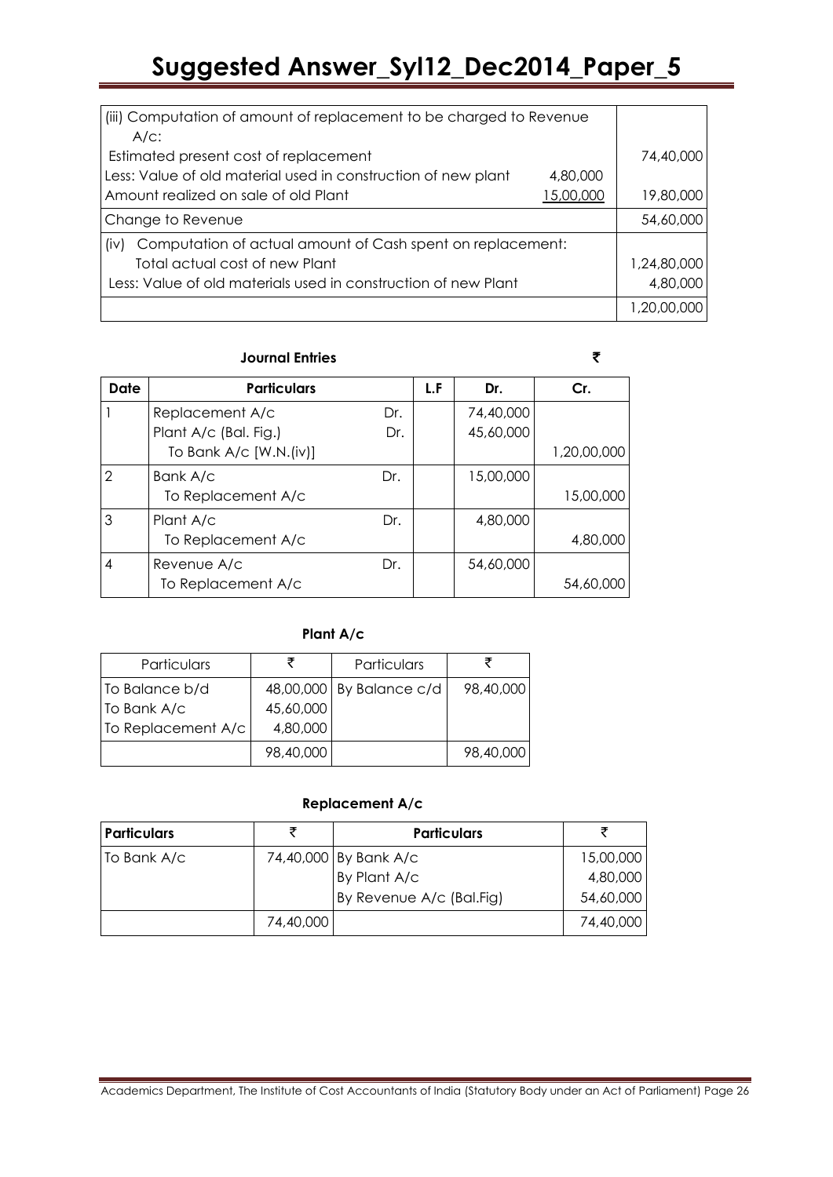| | | |
|---|---|---|
| (iii) Computation of amount of replacement to be charged to Revenue A/c: | | |
| Estimated present cost of replacement | | 74,40,000 |
| Less: Value of old material used in construction of new plant | 4,80,000 | |
| Amount realized on sale of old Plant | 15,00,000 | 19,80,000 |
| Change to Revenue | | 54,60,000 |
| (iv) Computation of actual amount of Cash spent on replacement: | | |
| Total actual cost of new Plant | | 1,24,80,000 |
| Less: Value of old materials used in construction of new Plant | | 4,80,000 |
| | | 1,20,00,000 |

**Journal Entries** ₹

| Date | Particulars | | L.F | Dr. | Cr. |
|---|---|---|---|---|---|
| 1 | Replacement A/c | Dr. | | 74,40,000 | |
| | Plant A/c (Bal. Fig.) | Dr. | | 45,60,000 | |
| | To Bank A/c [W.N.(iv)] | | | | 1,20,00,000 |
| 2 | Bank A/c | Dr. | | 15,00,000 | |
| | To Replacement A/c | | | | 15,00,000 |
| 3 | Plant A/c | Dr. | | 4,80,000 | |
| | To Replacement A/c | | | | 4,80,000 |
| 4 | Revenue A/c | Dr. | | 54,60,000 | |
| | To Replacement A/c | | | | 54,60,000 |

**Plant A/c**

| Particulars | ₹ | Particulars | ₹ |
|---|---|---|---|
| To Balance b/d | 48,00,000 | By Balance c/d | 98,40,000 |
| To Bank A/c | 45,60,000 | | |
| To Replacement A/c | 4,80,000 | | |
| | 98,40,000 | | 98,40,000 |

**Replacement A/c**

| **Particulars** | ₹ | **Particulars** | ₹ |
|---|---|---|---|
| To Bank A/c | 74,40,000 | By Bank A/c | 15,00,000 |
| | | By Plant A/c | 4,80,000 |
| | | By Revenue A/c (Bal.Fig) | 54,60,000 |
| | 74,40,000 | | 74,40,000 |